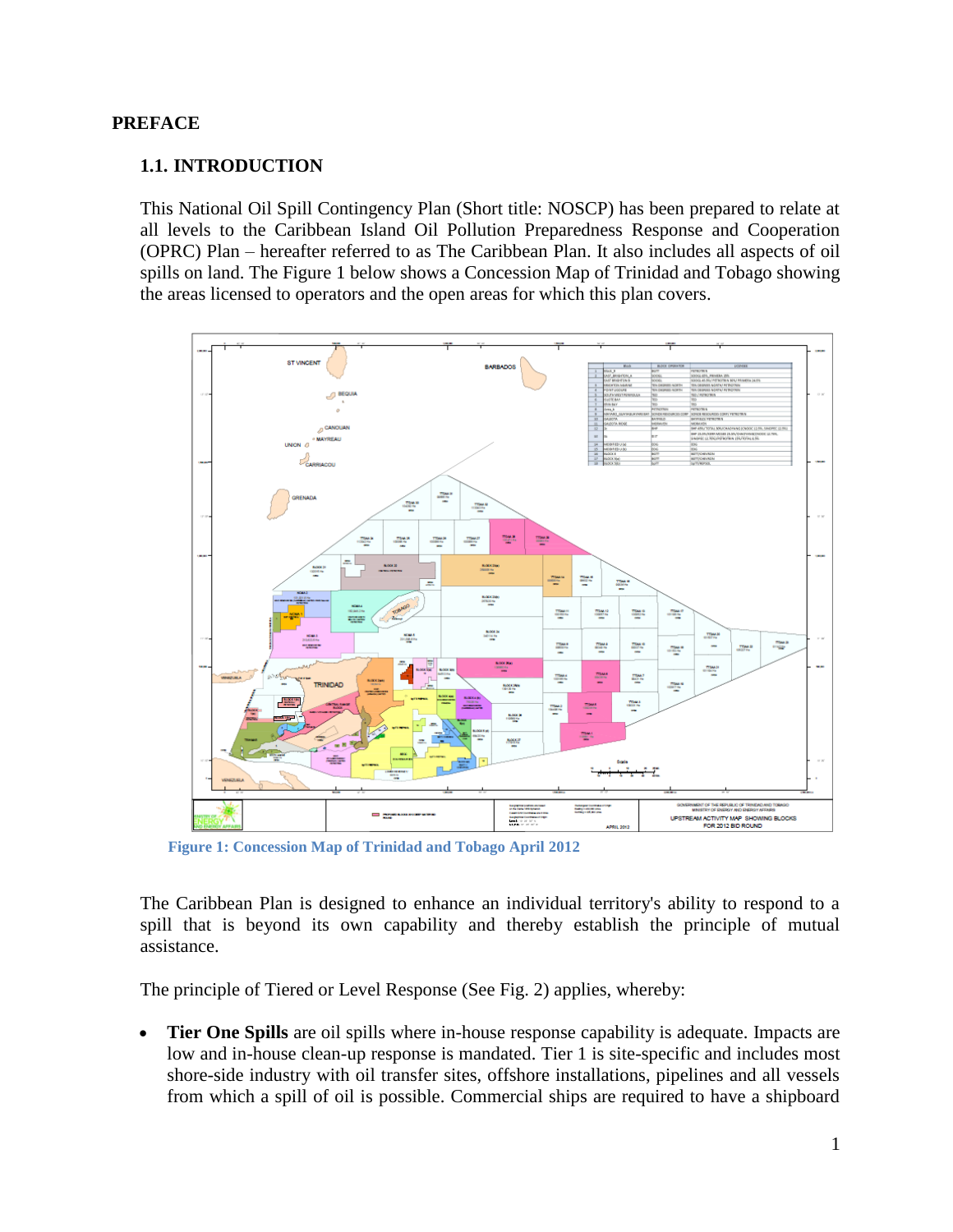# PREFACE

## 1.1. INTRODUCTION

This National Oil Spill Contingency Plan (Short title: NOSCP) has been prepared to relate at all levels to the Caribbean Island Oil Pollution Preparedness Response and Cooperation (OPRC) Plan – hereafter referred to as The Caribbean Plan. It also includes all aspects of oil spills on land. The Figure 1 below shows a Concession Map of Trinidad and Tobago showing the areas licensed to operators and the open areas for which this plan covers.

**Figure 1: Concession Map of Trinidad and Tobago April 2012**

The Caribbean Plan is designed to enhance an individual territory's ability to respond to a spill that is beyond its own capability and thereby establish the principle of mutual assistance.

The principle of Tiered or Level Response (See Fig. 2) applies, whereby:

- **Tier One Spills** are oil spills where in-house response capability is adequate. Impacts are low and in-house clean-up response is mandated. Tier 1 is site-specific and includes most shore-side industry with oil transfer sites, offshore installations, pipelines and all vessels from which a spill of oil is possible. Commercial ships are required to have a shipboard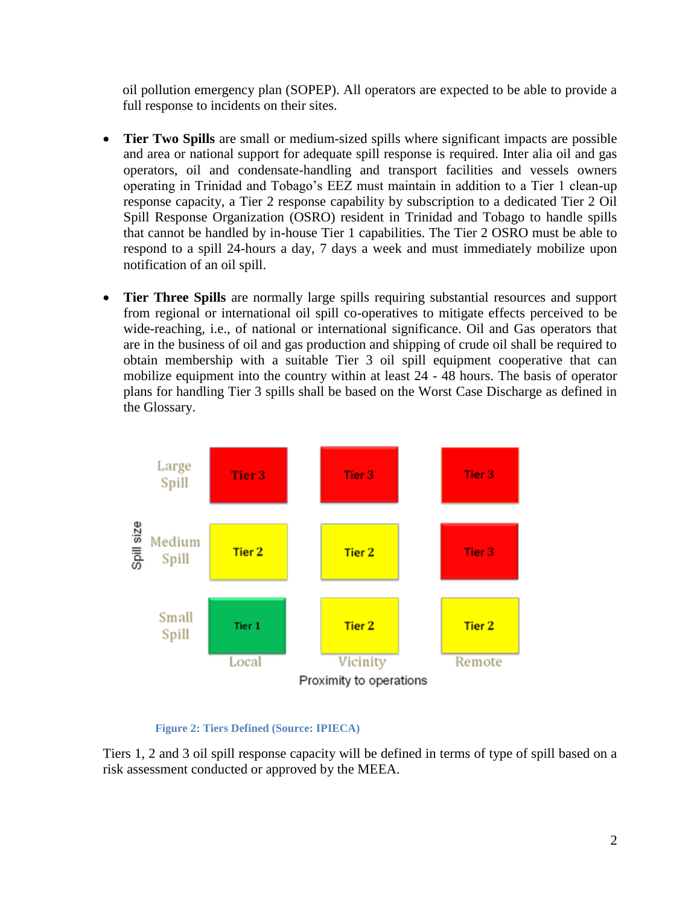oil pollution emergency plan (SOPEP). All operators are expected to be able to provide a full response to incidents on their sites.

- **Tier Two Spills** are small or medium-sized spills where significant impacts are possible and area or national support for adequate spill response is required. Inter alia oil and gas operators, oil and condensate-handling and transport facilities and vessels owners operating in Trinidad and Tobago's EEZ must maintain in addition to a Tier 1 clean-up response capacity, a Tier 2 response capability by subscription to a dedicated Tier 2 Oil Spill Response Organization (OSRO) resident in Trinidad and Tobago to handle spills that cannot be handled by in-house Tier 1 capabilities. The Tier 2 OSRO must be able to respond to a spill 24-hours a day, 7 days a week and must immediately mobilize upon notification of an oil spill.

- **Tier Three Spills** are normally large spills requiring substantial resources and support from regional or international oil spill co-operatives to mitigate effects perceived to be wide-reaching, i.e., of national or international significance. Oil and Gas operators that are in the business of oil and gas production and shipping of crude oil shall be required to obtain membership with a suitable Tier 3 oil spill equipment cooperative that can mobilize equipment into the country within at least 24 - 48 hours. The basis of operator plans for handling Tier 3 spills shall be based on the Worst Case Discharge as defined in the Glossary.

| Spill size \ Proximity to operations | Local | Vicinity | Remote |
|---|---|---|---|
| Large Spill | Tier 3 | Tier 3 | Tier 3 |
| Medium Spill | Tier 2 | Tier 2 | Tier 3 |
| Small Spill | Tier 1 | Tier 2 | Tier 2 |

**Figure 2: Tiers Defined (Source: IPIECA)**

Tiers 1, 2 and 3 oil spill response capacity will be defined in terms of type of spill based on a risk assessment conducted or approved by the MEEA.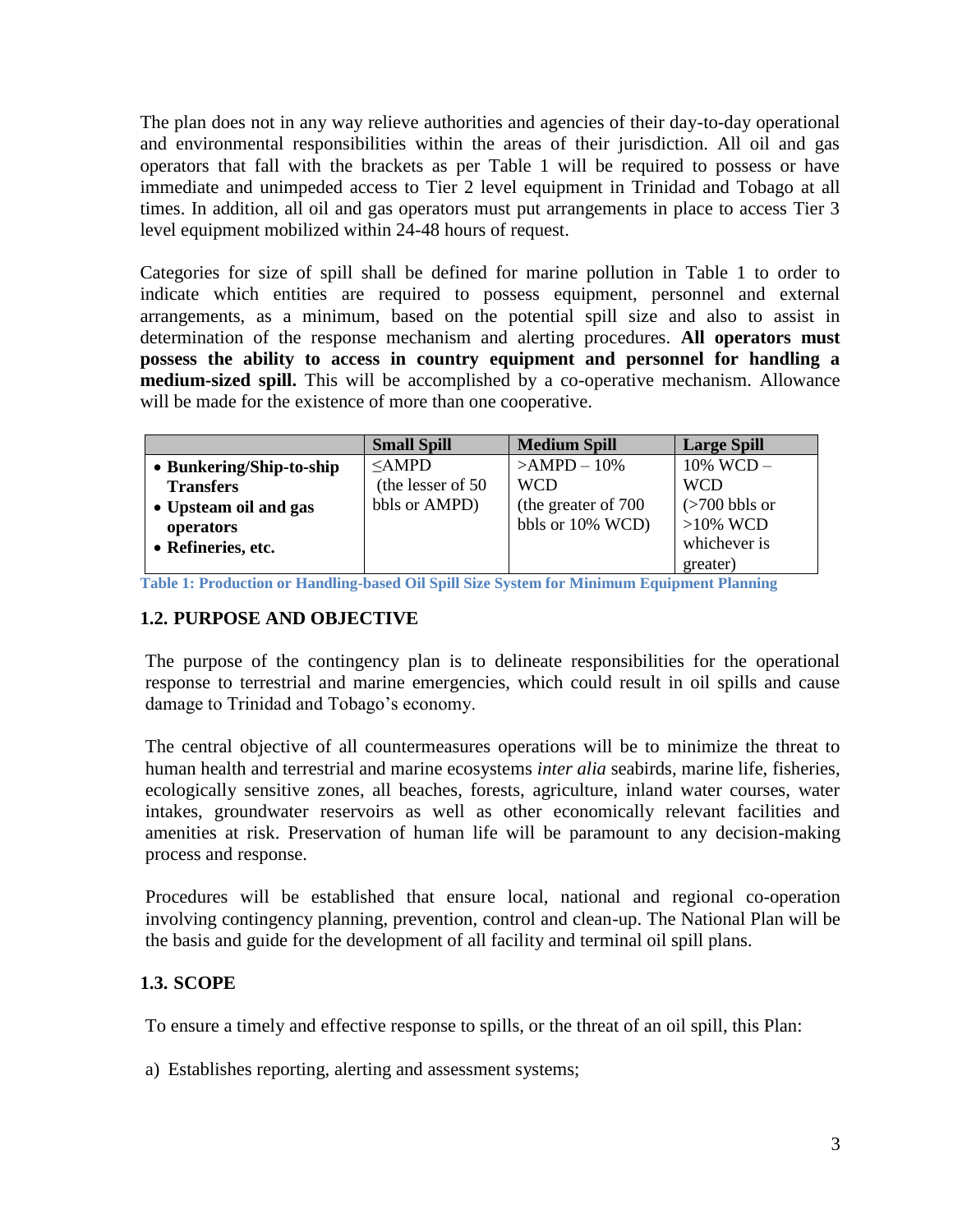The plan does not in any way relieve authorities and agencies of their day-to-day operational and environmental responsibilities within the areas of their jurisdiction. All oil and gas operators that fall with the brackets as per Table 1 will be required to possess or have immediate and unimpeded access to Tier 2 level equipment in Trinidad and Tobago at all times. In addition, all oil and gas operators must put arrangements in place to access Tier 3 level equipment mobilized within 24-48 hours of request.

Categories for size of spill shall be defined for marine pollution in Table 1 to order to indicate which entities are required to possess equipment, personnel and external arrangements, as a minimum, based on the potential spill size and also to assist in determination of the response mechanism and alerting procedures. **All operators must possess the ability to access in country equipment and personnel for handling a medium-sized spill.** This will be accomplished by a co-operative mechanism. Allowance will be made for the existence of more than one cooperative.

| | **Small Spill** | **Medium Spill** | **Large Spill** |
|---|---|---|---|
| • **Bunkering/Ship-to-ship Transfers**<br>• **Upsteam oil and gas operators**<br>• **Refineries, etc.** | ≤AMPD (the lesser of 50 bbls or AMPD) | >AMPD – 10% WCD (the greater of 700 bbls or 10% WCD) | 10% WCD – WCD (>700 bbls or >10% WCD whichever is greater) |

**Table 1: Production or Handling-based Oil Spill Size System for Minimum Equipment Planning**

### 1.2. PURPOSE AND OBJECTIVE

The purpose of the contingency plan is to delineate responsibilities for the operational response to terrestrial and marine emergencies, which could result in oil spills and cause damage to Trinidad and Tobago's economy.

The central objective of all countermeasures operations will be to minimize the threat to human health and terrestrial and marine ecosystems *inter alia* seabirds, marine life, fisheries, ecologically sensitive zones, all beaches, forests, agriculture, inland water courses, water intakes, groundwater reservoirs as well as other economically relevant facilities and amenities at risk. Preservation of human life will be paramount to any decision-making process and response.

Procedures will be established that ensure local, national and regional co-operation involving contingency planning, prevention, control and clean-up. The National Plan will be the basis and guide for the development of all facility and terminal oil spill plans.

### 1.3. SCOPE

To ensure a timely and effective response to spills, or the threat of an oil spill, this Plan:

a) Establishes reporting, alerting and assessment systems;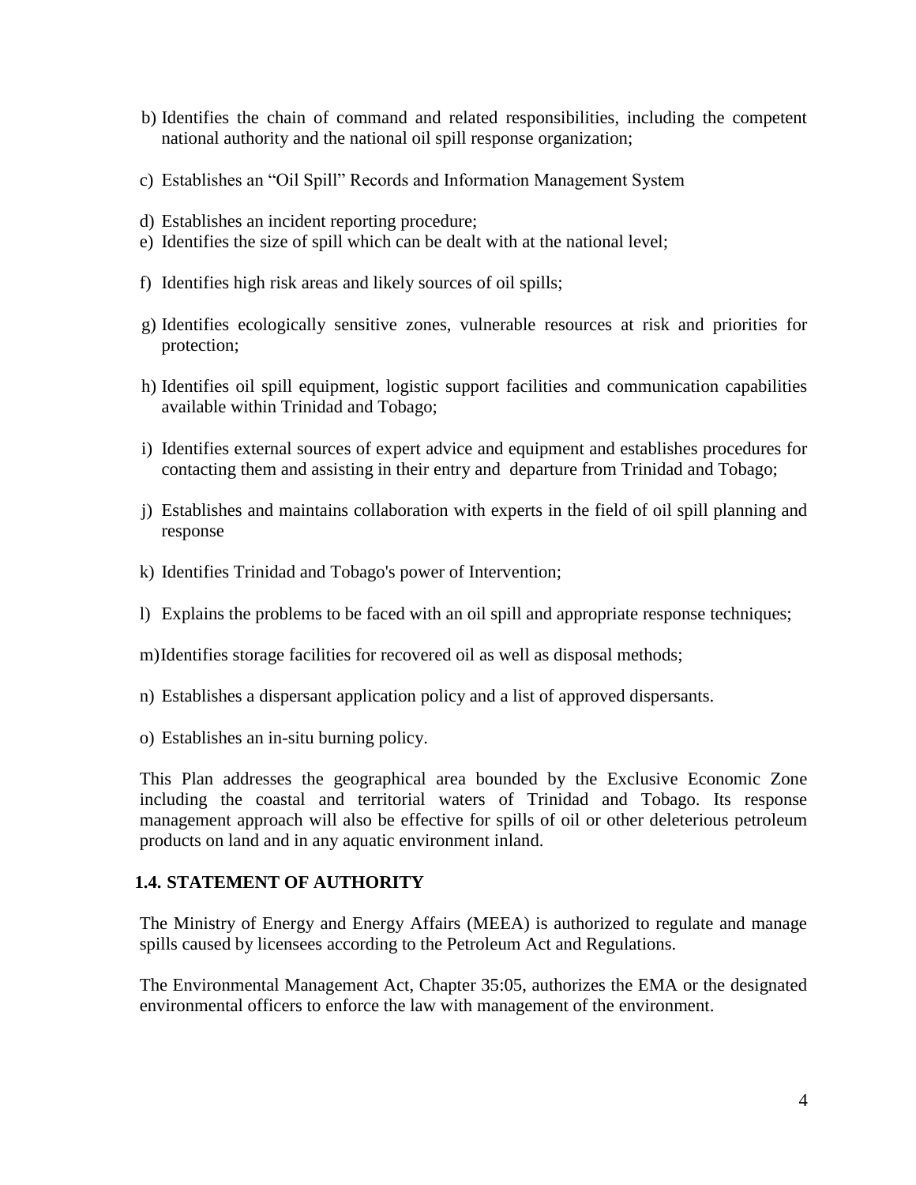b) Identifies the chain of command and related responsibilities, including the competent national authority and the national oil spill response organization;

c) Establishes an "Oil Spill" Records and Information Management System

d) Establishes an incident reporting procedure;

e) Identifies the size of spill which can be dealt with at the national level;

f) Identifies high risk areas and likely sources of oil spills;

g) Identifies ecologically sensitive zones, vulnerable resources at risk and priorities for protection;

h) Identifies oil spill equipment, logistic support facilities and communication capabilities available within Trinidad and Tobago;

i) Identifies external sources of expert advice and equipment and establishes procedures for contacting them and assisting in their entry and departure from Trinidad and Tobago;

j) Establishes and maintains collaboration with experts in the field of oil spill planning and response

k) Identifies Trinidad and Tobago's power of Intervention;

l) Explains the problems to be faced with an oil spill and appropriate response techniques;

m) Identifies storage facilities for recovered oil as well as disposal methods;

n) Establishes a dispersant application policy and a list of approved dispersants.

o) Establishes an in-situ burning policy.

This Plan addresses the geographical area bounded by the Exclusive Economic Zone including the coastal and territorial waters of Trinidad and Tobago. Its response management approach will also be effective for spills of oil or other deleterious petroleum products on land and in any aquatic environment inland.

## 1.4. STATEMENT OF AUTHORITY

The Ministry of Energy and Energy Affairs (MEEA) is authorized to regulate and manage spills caused by licensees according to the Petroleum Act and Regulations.

The Environmental Management Act, Chapter 35:05, authorizes the EMA or the designated environmental officers to enforce the law with management of the environment.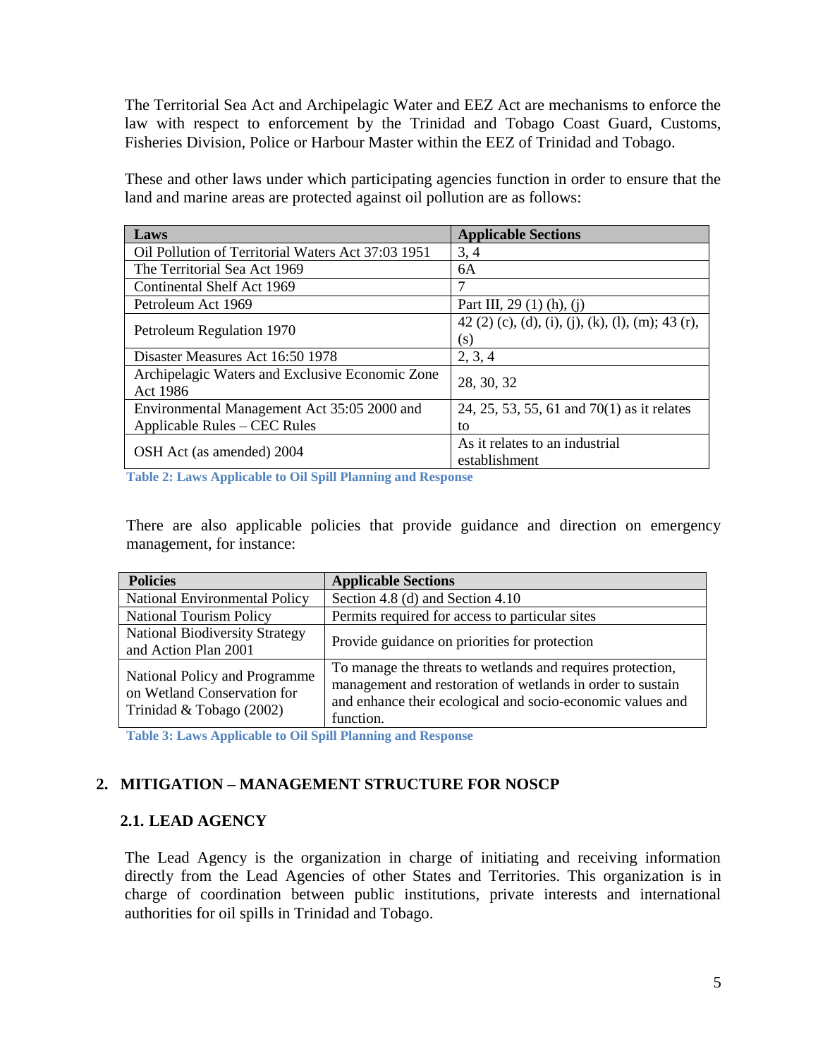The Territorial Sea Act and Archipelagic Water and EEZ Act are mechanisms to enforce the law with respect to enforcement by the Trinidad and Tobago Coast Guard, Customs, Fisheries Division, Police or Harbour Master within the EEZ of Trinidad and Tobago.

These and other laws under which participating agencies function in order to ensure that the land and marine areas are protected against oil pollution are as follows:

| Laws | Applicable Sections |
| --- | --- |
| Oil Pollution of Territorial Waters Act 37:03 1951 | 3, 4 |
| The Territorial Sea Act 1969 | 6A |
| Continental Shelf Act 1969 | 7 |
| Petroleum Act 1969 | Part III, 29 (1) (h), (j) |
| Petroleum Regulation 1970 | 42 (2) (c), (d), (i), (j), (k), (l), (m); 43 (r), (s) |
| Disaster Measures Act 16:50 1978 | 2, 3, 4 |
| Archipelagic Waters and Exclusive Economic Zone Act 1986 | 28, 30, 32 |
| Environmental Management Act 35:05 2000 and Applicable Rules – CEC Rules | 24, 25, 53, 55, 61 and 70(1) as it relates to |
| OSH Act (as amended) 2004 | As it relates to an industrial establishment |

**Table 2: Laws Applicable to Oil Spill Planning and Response**

There are also applicable policies that provide guidance and direction on emergency management, for instance:

| Policies | Applicable Sections |
| --- | --- |
| National Environmental Policy | Section 4.8 (d) and Section 4.10 |
| National Tourism Policy | Permits required for access to particular sites |
| National Biodiversity Strategy and Action Plan 2001 | Provide guidance on priorities for protection |
| National Policy and Programme on Wetland Conservation for Trinidad & Tobago (2002) | To manage the threats to wetlands and requires protection, management and restoration of wetlands in order to sustain and enhance their ecological and socio-economic values and function. |

**Table 3: Laws Applicable to Oil Spill Planning and Response**

## 2. MITIGATION – MANAGEMENT STRUCTURE FOR NOSCP

### 2.1. LEAD AGENCY

The Lead Agency is the organization in charge of initiating and receiving information directly from the Lead Agencies of other States and Territories. This organization is in charge of coordination between public institutions, private interests and international authorities for oil spills in Trinidad and Tobago.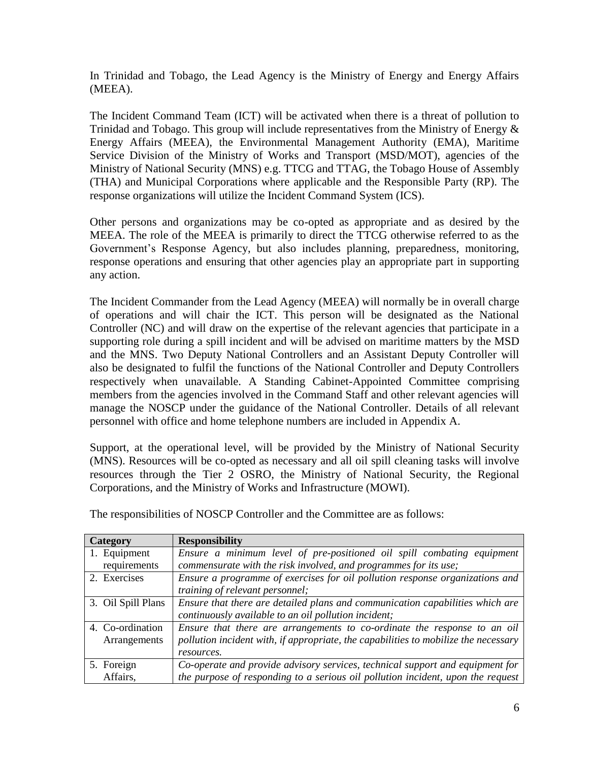In Trinidad and Tobago, the Lead Agency is the Ministry of Energy and Energy Affairs (MEEA).

The Incident Command Team (ICT) will be activated when there is a threat of pollution to Trinidad and Tobago. This group will include representatives from the Ministry of Energy & Energy Affairs (MEEA), the Environmental Management Authority (EMA), Maritime Service Division of the Ministry of Works and Transport (MSD/MOT), agencies of the Ministry of National Security (MNS) e.g. TTCG and TTAG, the Tobago House of Assembly (THA) and Municipal Corporations where applicable and the Responsible Party (RP). The response organizations will utilize the Incident Command System (ICS).

Other persons and organizations may be co-opted as appropriate and as desired by the MEEA. The role of the MEEA is primarily to direct the TTCG otherwise referred to as the Government's Response Agency, but also includes planning, preparedness, monitoring, response operations and ensuring that other agencies play an appropriate part in supporting any action.

The Incident Commander from the Lead Agency (MEEA) will normally be in overall charge of operations and will chair the ICT. This person will be designated as the National Controller (NC) and will draw on the expertise of the relevant agencies that participate in a supporting role during a spill incident and will be advised on maritime matters by the MSD and the MNS. Two Deputy National Controllers and an Assistant Deputy Controller will also be designated to fulfil the functions of the National Controller and Deputy Controllers respectively when unavailable. A Standing Cabinet-Appointed Committee comprising members from the agencies involved in the Command Staff and other relevant agencies will manage the NOSCP under the guidance of the National Controller. Details of all relevant personnel with office and home telephone numbers are included in Appendix A.

Support, at the operational level, will be provided by the Ministry of National Security (MNS). Resources will be co-opted as necessary and all oil spill cleaning tasks will involve resources through the Tier 2 OSRO, the Ministry of National Security, the Regional Corporations, and the Ministry of Works and Infrastructure (MOWI).

The responsibilities of NOSCP Controller and the Committee are as follows:

| Category | Responsibility |
|---|---|
| 1. Equipment requirements | *Ensure a minimum level of pre-positioned oil spill combating equipment commensurate with the risk involved, and programmes for its use;* |
| 2. Exercises | *Ensure a programme of exercises for oil pollution response organizations and training of relevant personnel;* |
| 3. Oil Spill Plans | *Ensure that there are detailed plans and communication capabilities which are continuously available to an oil pollution incident;* |
| 4. Co-ordination Arrangements | *Ensure that there are arrangements to co-ordinate the response to an oil pollution incident with, if appropriate, the capabilities to mobilize the necessary resources.* |
| 5. Foreign Affairs, | *Co-operate and provide advisory services, technical support and equipment for the purpose of responding to a serious oil pollution incident, upon the request* |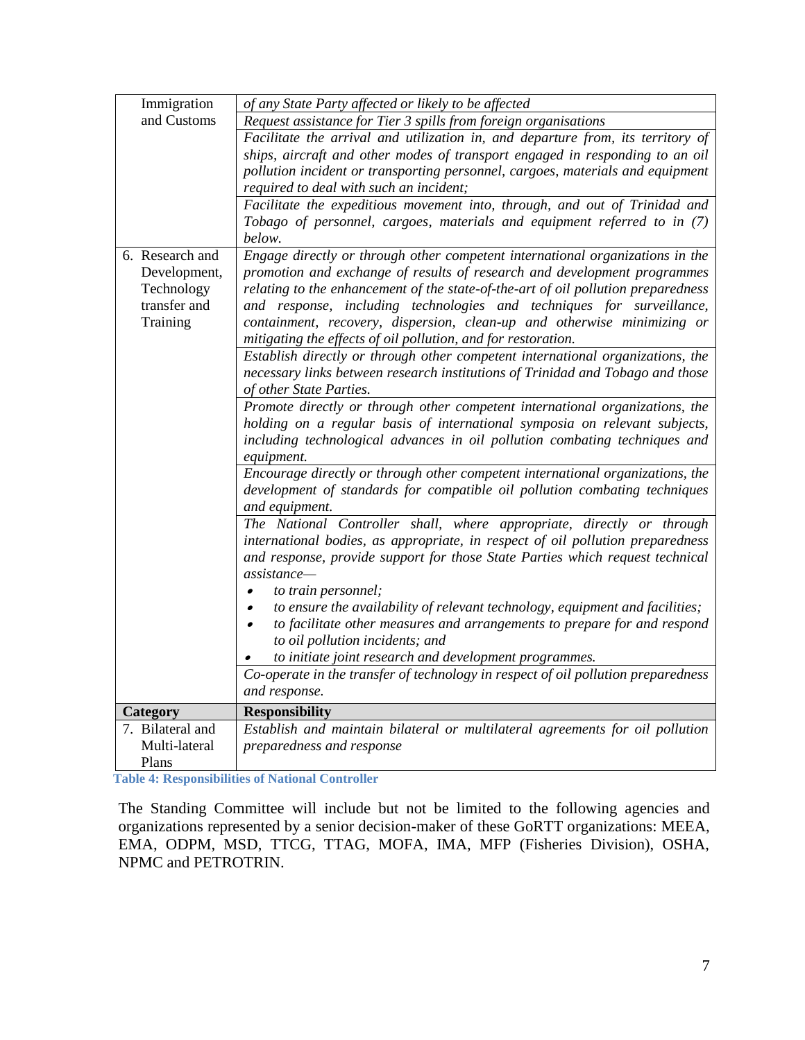| Category | Responsibility |
|---|---|
| Immigration and Customs | *of any State Party affected or likely to be affected* |
| | *Request assistance for Tier 3 spills from foreign organisations* |
| | *Facilitate the arrival and utilization in, and departure from, its territory of ships, aircraft and other modes of transport engaged in responding to an oil pollution incident or transporting personnel, cargoes, materials and equipment required to deal with such an incident;* |
| | *Facilitate the expeditious movement into, through, and out of Trinidad and Tobago of personnel, cargoes, materials and equipment referred to in (7) below.* |
| 6. Research and Development, Technology transfer and Training | *Engage directly or through other competent international organizations in the promotion and exchange of results of research and development programmes relating to the enhancement of the state-of-the-art of oil pollution preparedness and response, including technologies and techniques for surveillance, containment, recovery, dispersion, clean-up and otherwise minimizing or mitigating the effects of oil pollution, and for restoration.* |
| | *Establish directly or through other competent international organizations, the necessary links between research institutions of Trinidad and Tobago and those of other State Parties.* |
| | *Promote directly or through other competent international organizations, the holding on a regular basis of international symposia on relevant subjects, including technological advances in oil pollution combating techniques and equipment.* |
| | *Encourage directly or through other competent international organizations, the development of standards for compatible oil pollution combating techniques and equipment.* |
| | *The National Controller shall, where appropriate, directly or through international bodies, as appropriate, in respect of oil pollution preparedness and response, provide support for those State Parties which request technical assistance—*<br>• *to train personnel;*<br>• *to ensure the availability of relevant technology, equipment and facilities;*<br>• *to facilitate other measures and arrangements to prepare for and respond to oil pollution incidents; and*<br>• *to initiate joint research and development programmes.* |
| | *Co-operate in the transfer of technology in respect of oil pollution preparedness and response.* |
| **Category** | **Responsibility** |
| 7. Bilateral and Multi-lateral Plans | *Establish and maintain bilateral or multilateral agreements for oil pollution preparedness and response* |

**Table 4: Responsibilities of National Controller**

The Standing Committee will include but not be limited to the following agencies and organizations represented by a senior decision-maker of these GoRTT organizations: MEEA, EMA, ODPM, MSD, TTCG, TTAG, MOFA, IMA, MFP (Fisheries Division), OSHA, NPMC and PETROTRIN.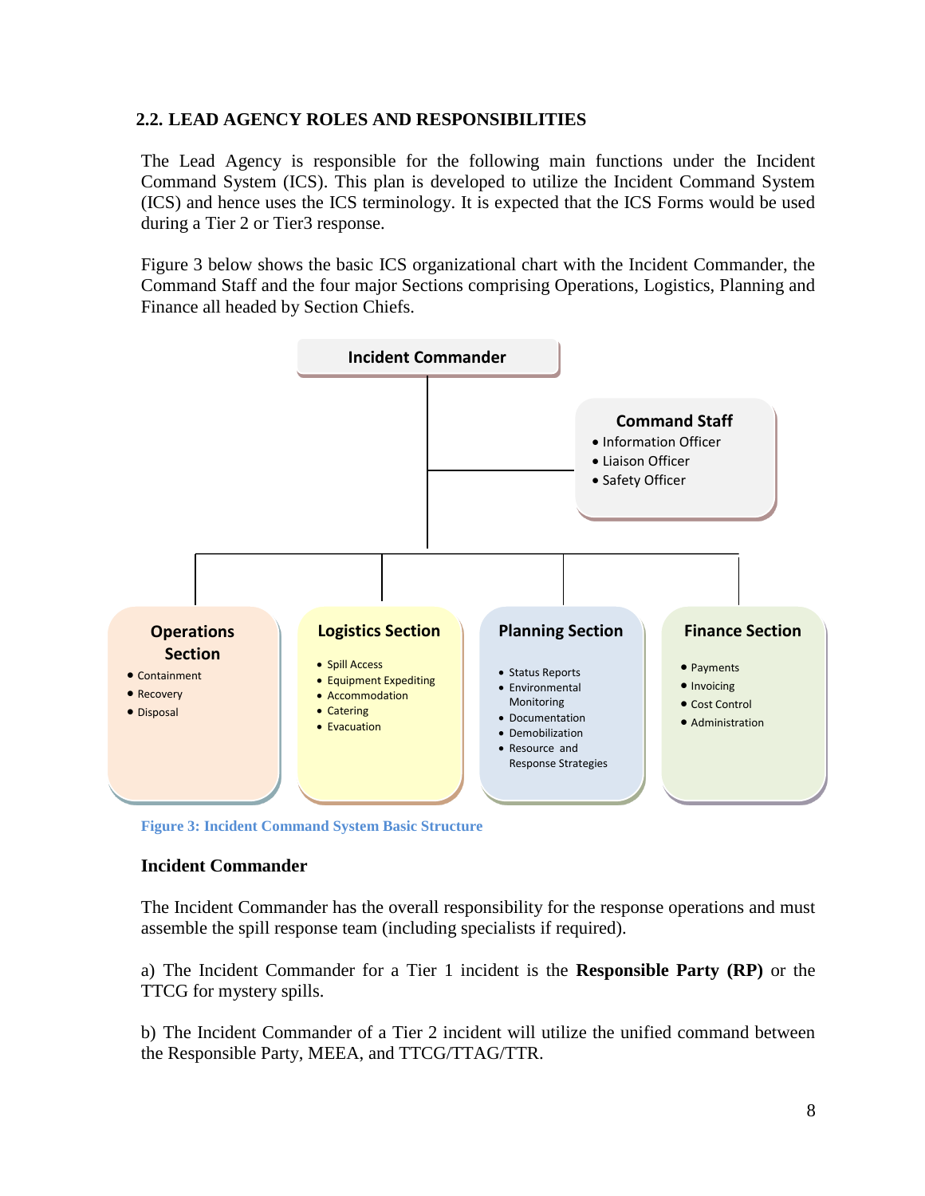## 2.2. LEAD AGENCY ROLES AND RESPONSIBILITIES

The Lead Agency is responsible for the following main functions under the Incident Command System (ICS). This plan is developed to utilize the Incident Command System (ICS) and hence uses the ICS terminology. It is expected that the ICS Forms would be used during a Tier 2 or Tier3 response.

Figure 3 below shows the basic ICS organizational chart with the Incident Commander, the Command Staff and the four major Sections comprising Operations, Logistics, Planning and Finance all headed by Section Chiefs.

**Incident Commander**

**Command Staff**
- Information Officer
- Liaison Officer
- Safety Officer

**Operations Section**
- Containment
- Recovery
- Disposal

**Logistics Section**
- Spill Access
- Equipment Expediting
- Accommodation
- Catering
- Evacuation

**Planning Section**
- Status Reports
- Environmental Monitoring
- Documentation
- Demobilization
- Resource and Response Strategies

**Finance Section**
- Payments
- Invoicing
- Cost Control
- Administration

Figure 3: Incident Command System Basic Structure

### Incident Commander

The Incident Commander has the overall responsibility for the response operations and must assemble the spill response team (including specialists if required).

a) The Incident Commander for a Tier 1 incident is the **Responsible Party (RP)** or the TTCG for mystery spills.

b) The Incident Commander of a Tier 2 incident will utilize the unified command between the Responsible Party, MEEA, and TTCG/TTAG/TTR.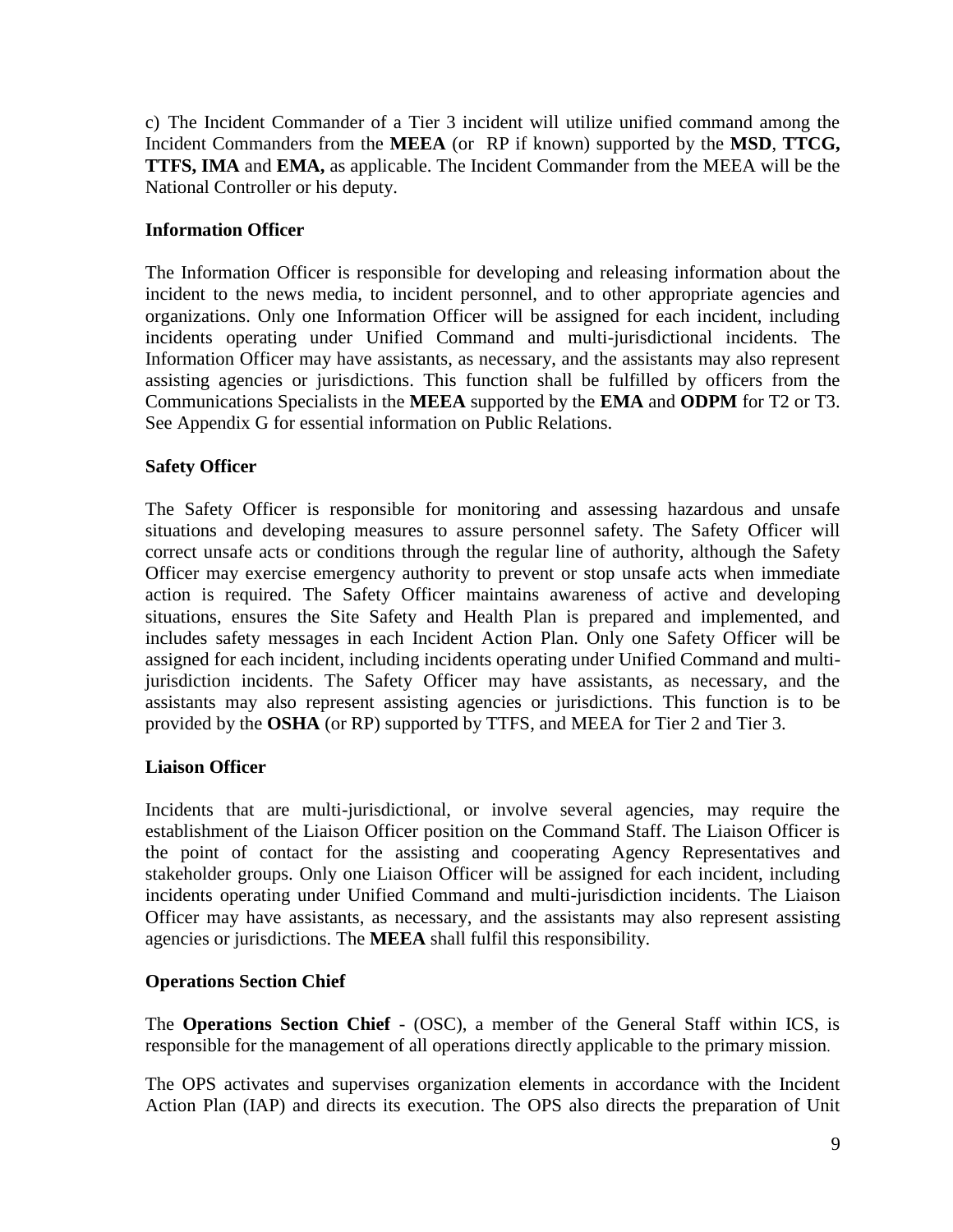c) The Incident Commander of a Tier 3 incident will utilize unified command among the Incident Commanders from the **MEEA** (or RP if known) supported by the **MSD**, **TTCG, TTFS, IMA** and **EMA,** as applicable. The Incident Commander from the MEEA will be the National Controller or his deputy.

**Information Officer**

The Information Officer is responsible for developing and releasing information about the incident to the news media, to incident personnel, and to other appropriate agencies and organizations. Only one Information Officer will be assigned for each incident, including incidents operating under Unified Command and multi-jurisdictional incidents. The Information Officer may have assistants, as necessary, and the assistants may also represent assisting agencies or jurisdictions. This function shall be fulfilled by officers from the Communications Specialists in the **MEEA** supported by the **EMA** and **ODPM** for T2 or T3. See Appendix G for essential information on Public Relations.

**Safety Officer**

The Safety Officer is responsible for monitoring and assessing hazardous and unsafe situations and developing measures to assure personnel safety. The Safety Officer will correct unsafe acts or conditions through the regular line of authority, although the Safety Officer may exercise emergency authority to prevent or stop unsafe acts when immediate action is required. The Safety Officer maintains awareness of active and developing situations, ensures the Site Safety and Health Plan is prepared and implemented, and includes safety messages in each Incident Action Plan. Only one Safety Officer will be assigned for each incident, including incidents operating under Unified Command and multi-jurisdiction incidents. The Safety Officer may have assistants, as necessary, and the assistants may also represent assisting agencies or jurisdictions. This function is to be provided by the **OSHA** (or RP) supported by TTFS, and MEEA for Tier 2 and Tier 3.

**Liaison Officer**

Incidents that are multi-jurisdictional, or involve several agencies, may require the establishment of the Liaison Officer position on the Command Staff. The Liaison Officer is the point of contact for the assisting and cooperating Agency Representatives and stakeholder groups. Only one Liaison Officer will be assigned for each incident, including incidents operating under Unified Command and multi-jurisdiction incidents. The Liaison Officer may have assistants, as necessary, and the assistants may also represent assisting agencies or jurisdictions. The **MEEA** shall fulfil this responsibility.

**Operations Section Chief**

The **Operations Section Chief** - (OSC), a member of the General Staff within ICS, is responsible for the management of all operations directly applicable to the primary mission.

The OPS activates and supervises organization elements in accordance with the Incident Action Plan (IAP) and directs its execution. The OPS also directs the preparation of Unit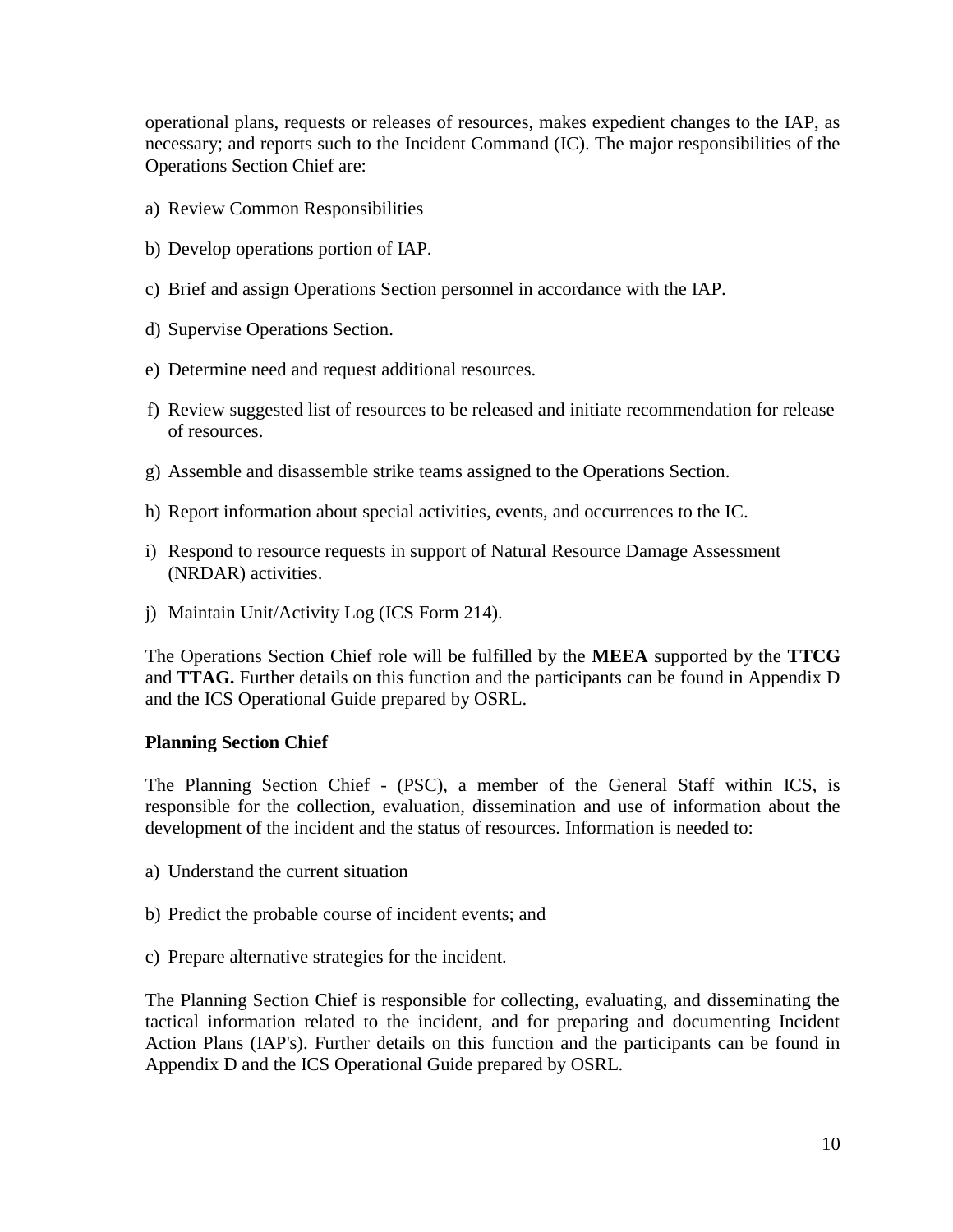operational plans, requests or releases of resources, makes expedient changes to the IAP, as necessary; and reports such to the Incident Command (IC). The major responsibilities of the Operations Section Chief are:

a) Review Common Responsibilities

b) Develop operations portion of IAP.

c) Brief and assign Operations Section personnel in accordance with the IAP.

d) Supervise Operations Section.

e) Determine need and request additional resources.

f) Review suggested list of resources to be released and initiate recommendation for release of resources.

g) Assemble and disassemble strike teams assigned to the Operations Section.

h) Report information about special activities, events, and occurrences to the IC.

i) Respond to resource requests in support of Natural Resource Damage Assessment (NRDAR) activities.

j) Maintain Unit/Activity Log (ICS Form 214).

The Operations Section Chief role will be fulfilled by the **MEEA** supported by the **TTCG** and **TTAG.** Further details on this function and the participants can be found in Appendix D and the ICS Operational Guide prepared by OSRL.

**Planning Section Chief**

The Planning Section Chief - (PSC), a member of the General Staff within ICS, is responsible for the collection, evaluation, dissemination and use of information about the development of the incident and the status of resources. Information is needed to:

a) Understand the current situation

b) Predict the probable course of incident events; and

c) Prepare alternative strategies for the incident.

The Planning Section Chief is responsible for collecting, evaluating, and disseminating the tactical information related to the incident, and for preparing and documenting Incident Action Plans (IAP's). Further details on this function and the participants can be found in Appendix D and the ICS Operational Guide prepared by OSRL.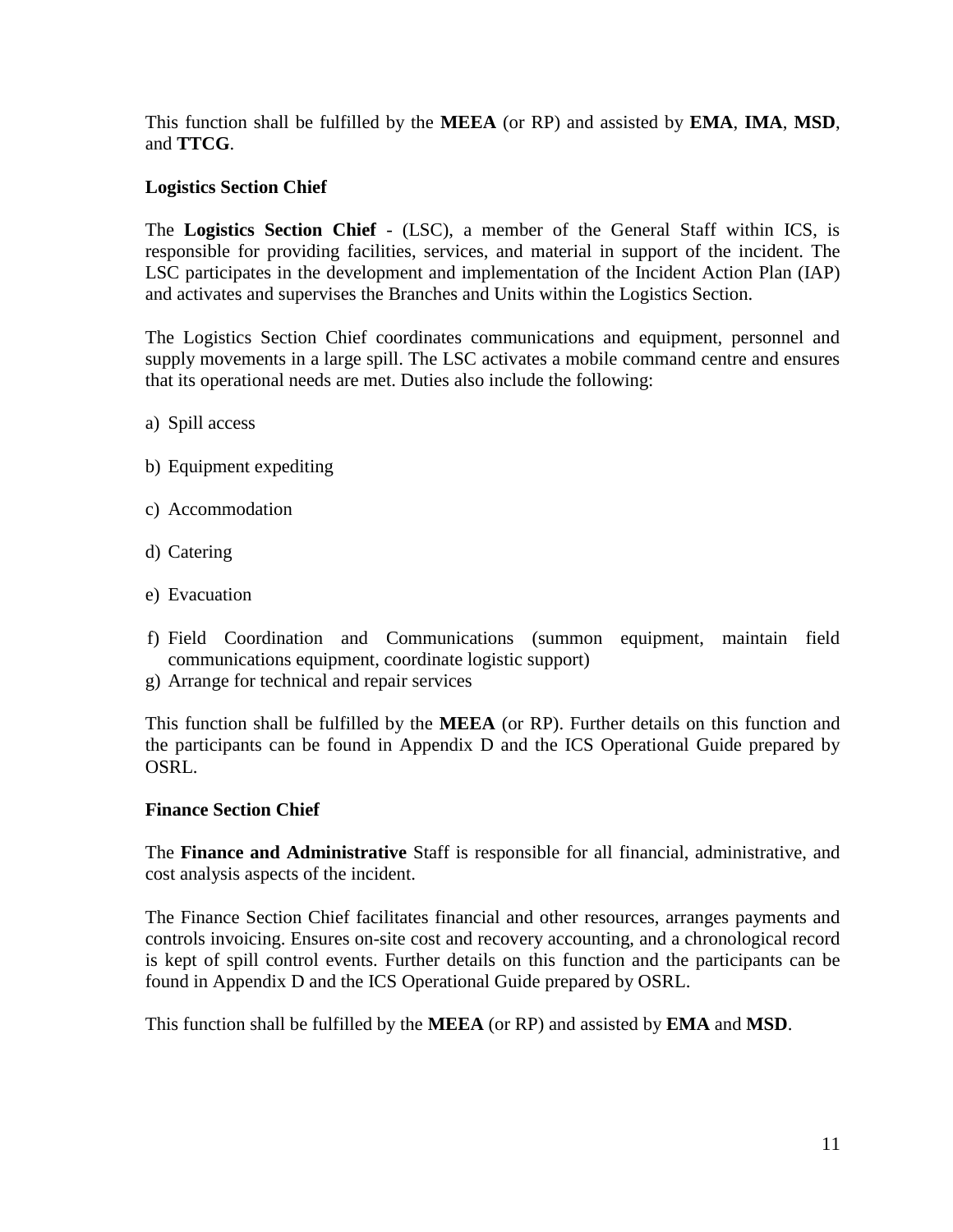This function shall be fulfilled by the **MEEA** (or RP) and assisted by **EMA**, **IMA**, **MSD**, and **TTCG**.

**Logistics Section Chief**

The **Logistics Section Chief** - (LSC), a member of the General Staff within ICS, is responsible for providing facilities, services, and material in support of the incident. The LSC participates in the development and implementation of the Incident Action Plan (IAP) and activates and supervises the Branches and Units within the Logistics Section.

The Logistics Section Chief coordinates communications and equipment, personnel and supply movements in a large spill. The LSC activates a mobile command centre and ensures that its operational needs are met. Duties also include the following:

a) Spill access

b) Equipment expediting

c) Accommodation

d) Catering

e) Evacuation

f) Field Coordination and Communications (summon equipment, maintain field communications equipment, coordinate logistic support)

g) Arrange for technical and repair services

This function shall be fulfilled by the **MEEA** (or RP). Further details on this function and the participants can be found in Appendix D and the ICS Operational Guide prepared by OSRL.

**Finance Section Chief**

The **Finance and Administrative** Staff is responsible for all financial, administrative, and cost analysis aspects of the incident.

The Finance Section Chief facilitates financial and other resources, arranges payments and controls invoicing. Ensures on-site cost and recovery accounting, and a chronological record is kept of spill control events. Further details on this function and the participants can be found in Appendix D and the ICS Operational Guide prepared by OSRL.

This function shall be fulfilled by the **MEEA** (or RP) and assisted by **EMA** and **MSD**.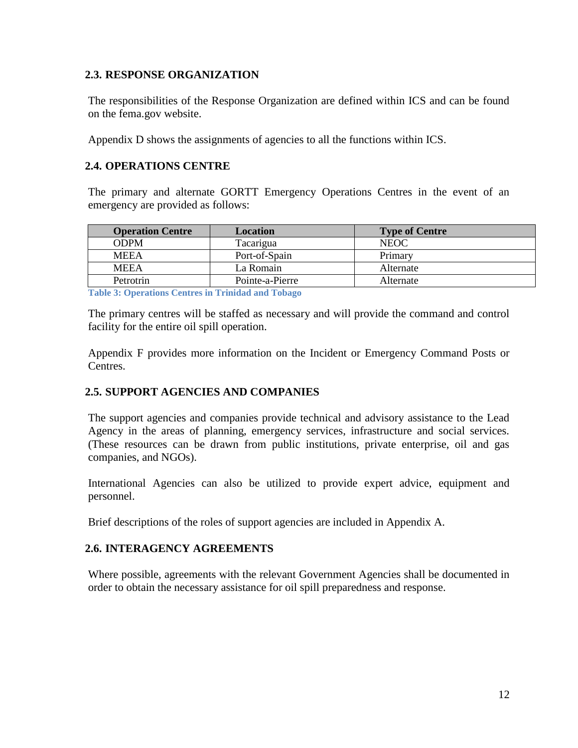## 2.3. RESPONSE ORGANIZATION

The responsibilities of the Response Organization are defined within ICS and can be found on the fema.gov website.

Appendix D shows the assignments of agencies to all the functions within ICS.

## 2.4. OPERATIONS CENTRE

The primary and alternate GORTT Emergency Operations Centres in the event of an emergency are provided as follows:

| Operation Centre | Location | Type of Centre |
|---|---|---|
| ODPM | Tacarigua | NEOC |
| MEEA | Port-of-Spain | Primary |
| MEEA | La Romain | Alternate |
| Petrotrin | Pointe-a-Pierre | Alternate |

**Table 3: Operations Centres in Trinidad and Tobago**

The primary centres will be staffed as necessary and will provide the command and control facility for the entire oil spill operation.

Appendix F provides more information on the Incident or Emergency Command Posts or Centres.

## 2.5. SUPPORT AGENCIES AND COMPANIES

The support agencies and companies provide technical and advisory assistance to the Lead Agency in the areas of planning, emergency services, infrastructure and social services. (These resources can be drawn from public institutions, private enterprise, oil and gas companies, and NGOs).

International Agencies can also be utilized to provide expert advice, equipment and personnel.

Brief descriptions of the roles of support agencies are included in Appendix A.

## 2.6. INTERAGENCY AGREEMENTS

Where possible, agreements with the relevant Government Agencies shall be documented in order to obtain the necessary assistance for oil spill preparedness and response.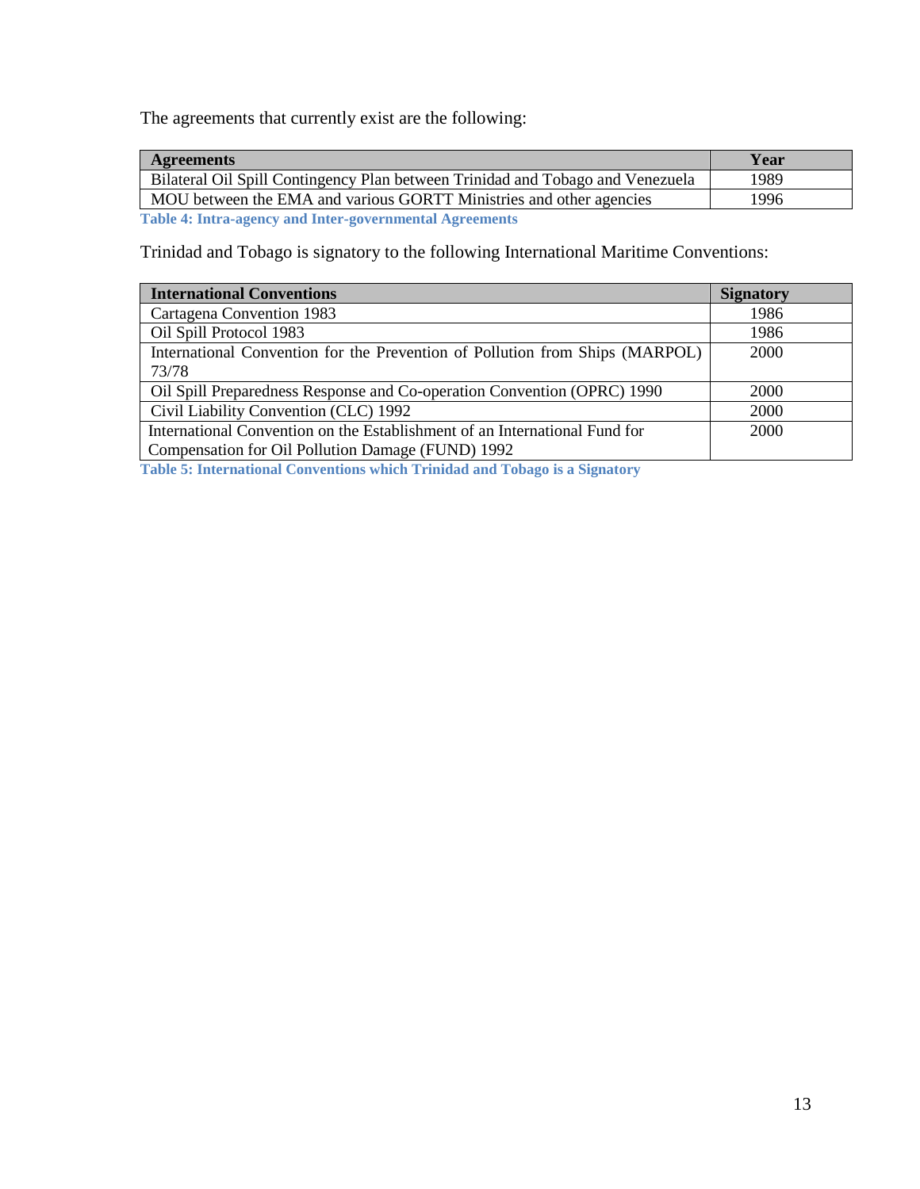The agreements that currently exist are the following:

| Agreements | Year |
| --- | --- |
| Bilateral Oil Spill Contingency Plan between Trinidad and Tobago and Venezuela | 1989 |
| MOU between the EMA and various GORTT Ministries and other agencies | 1996 |

**Table 4: Intra-agency and Inter-governmental Agreements**

Trinidad and Tobago is signatory to the following International Maritime Conventions:

| International Conventions | Signatory |
| --- | --- |
| Cartagena Convention 1983 | 1986 |
| Oil Spill Protocol 1983 | 1986 |
| International Convention for the Prevention of Pollution from Ships (MARPOL) 73/78 | 2000 |
| Oil Spill Preparedness Response and Co-operation Convention (OPRC) 1990 | 2000 |
| Civil Liability Convention (CLC) 1992 | 2000 |
| International Convention on the Establishment of an International Fund for Compensation for Oil Pollution Damage (FUND) 1992 | 2000 |

**Table 5: International Conventions which Trinidad and Tobago is a Signatory**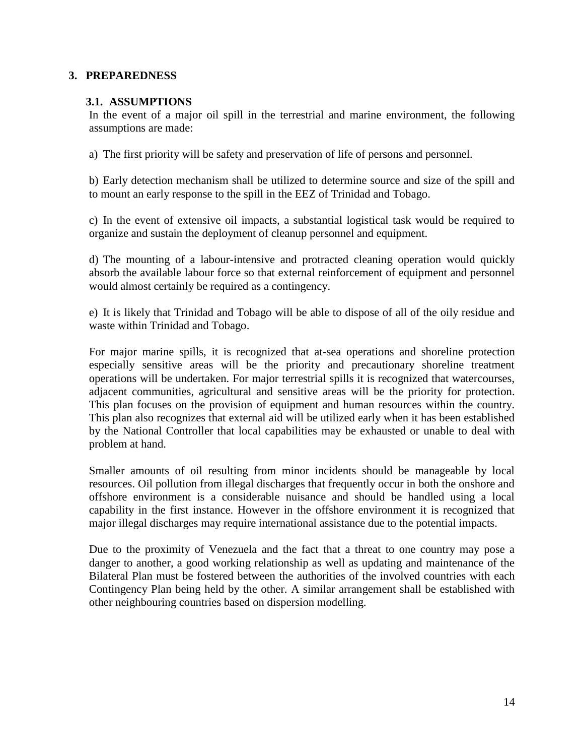## 3. PREPAREDNESS

### 3.1. ASSUMPTIONS

In the event of a major oil spill in the terrestrial and marine environment, the following assumptions are made:

a) The first priority will be safety and preservation of life of persons and personnel.

b) Early detection mechanism shall be utilized to determine source and size of the spill and to mount an early response to the spill in the EEZ of Trinidad and Tobago.

c) In the event of extensive oil impacts, a substantial logistical task would be required to organize and sustain the deployment of cleanup personnel and equipment.

d) The mounting of a labour-intensive and protracted cleaning operation would quickly absorb the available labour force so that external reinforcement of equipment and personnel would almost certainly be required as a contingency.

e) It is likely that Trinidad and Tobago will be able to dispose of all of the oily residue and waste within Trinidad and Tobago.

For major marine spills, it is recognized that at-sea operations and shoreline protection especially sensitive areas will be the priority and precautionary shoreline treatment operations will be undertaken. For major terrestrial spills it is recognized that watercourses, adjacent communities, agricultural and sensitive areas will be the priority for protection. This plan focuses on the provision of equipment and human resources within the country. This plan also recognizes that external aid will be utilized early when it has been established by the National Controller that local capabilities may be exhausted or unable to deal with problem at hand.

Smaller amounts of oil resulting from minor incidents should be manageable by local resources. Oil pollution from illegal discharges that frequently occur in both the onshore and offshore environment is a considerable nuisance and should be handled using a local capability in the first instance. However in the offshore environment it is recognized that major illegal discharges may require international assistance due to the potential impacts.

Due to the proximity of Venezuela and the fact that a threat to one country may pose a danger to another, a good working relationship as well as updating and maintenance of the Bilateral Plan must be fostered between the authorities of the involved countries with each Contingency Plan being held by the other. A similar arrangement shall be established with other neighbouring countries based on dispersion modelling.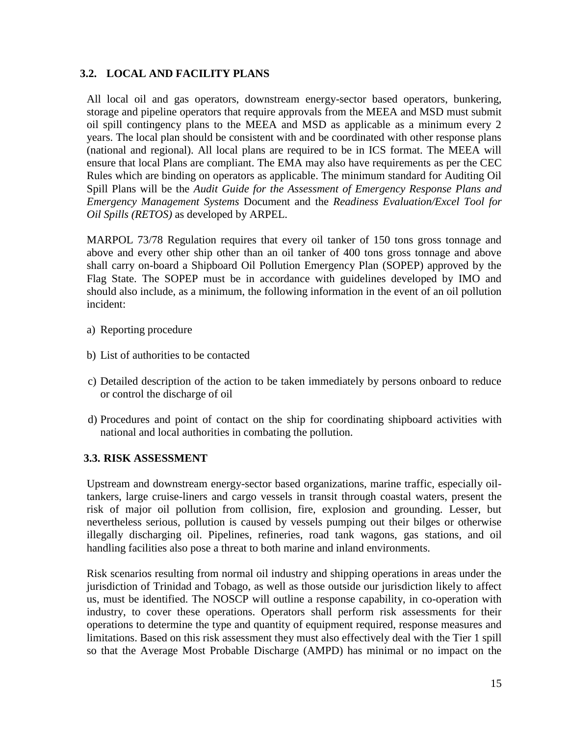## 3.2. LOCAL AND FACILITY PLANS

All local oil and gas operators, downstream energy-sector based operators, bunkering, storage and pipeline operators that require approvals from the MEEA and MSD must submit oil spill contingency plans to the MEEA and MSD as applicable as a minimum every 2 years. The local plan should be consistent with and be coordinated with other response plans (national and regional). All local plans are required to be in ICS format. The MEEA will ensure that local Plans are compliant. The EMA may also have requirements as per the CEC Rules which are binding on operators as applicable. The minimum standard for Auditing Oil Spill Plans will be the *Audit Guide for the Assessment of Emergency Response Plans and Emergency Management Systems* Document and the *Readiness Evaluation/Excel Tool for Oil Spills (RETOS)* as developed by ARPEL.

MARPOL 73/78 Regulation requires that every oil tanker of 150 tons gross tonnage and above and every other ship other than an oil tanker of 400 tons gross tonnage and above shall carry on-board a Shipboard Oil Pollution Emergency Plan (SOPEP) approved by the Flag State. The SOPEP must be in accordance with guidelines developed by IMO and should also include, as a minimum, the following information in the event of an oil pollution incident:

a) Reporting procedure

b) List of authorities to be contacted

c) Detailed description of the action to be taken immediately by persons onboard to reduce or control the discharge of oil

d) Procedures and point of contact on the ship for coordinating shipboard activities with national and local authorities in combating the pollution.

## 3.3. RISK ASSESSMENT

Upstream and downstream energy-sector based organizations, marine traffic, especially oil-tankers, large cruise-liners and cargo vessels in transit through coastal waters, present the risk of major oil pollution from collision, fire, explosion and grounding. Lesser, but nevertheless serious, pollution is caused by vessels pumping out their bilges or otherwise illegally discharging oil. Pipelines, refineries, road tank wagons, gas stations, and oil handling facilities also pose a threat to both marine and inland environments.

Risk scenarios resulting from normal oil industry and shipping operations in areas under the jurisdiction of Trinidad and Tobago, as well as those outside our jurisdiction likely to affect us, must be identified. The NOSCP will outline a response capability, in co-operation with industry, to cover these operations. Operators shall perform risk assessments for their operations to determine the type and quantity of equipment required, response measures and limitations. Based on this risk assessment they must also effectively deal with the Tier 1 spill so that the Average Most Probable Discharge (AMPD) has minimal or no impact on the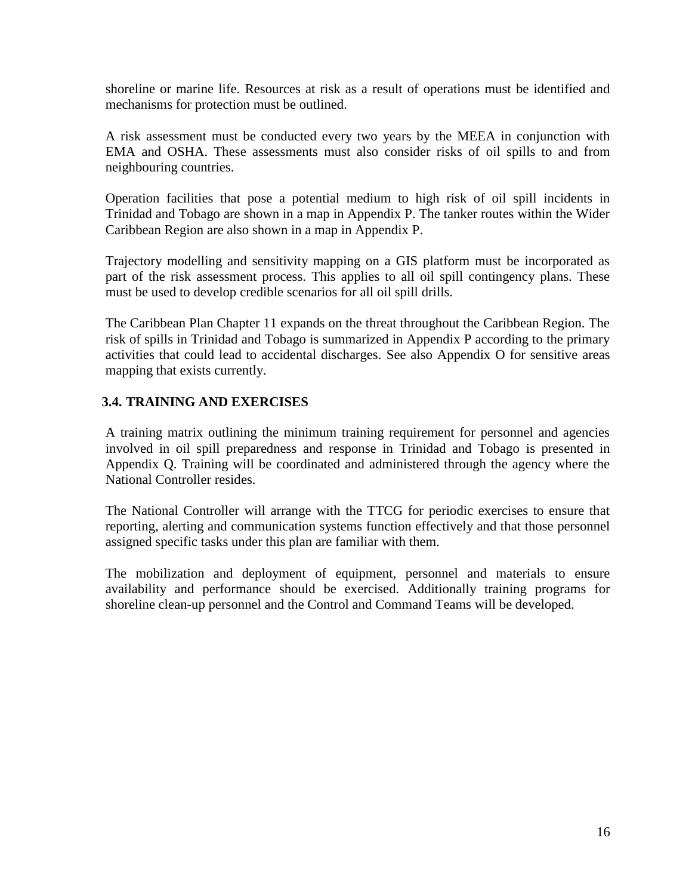shoreline or marine life. Resources at risk as a result of operations must be identified and mechanisms for protection must be outlined.

A risk assessment must be conducted every two years by the MEEA in conjunction with EMA and OSHA. These assessments must also consider risks of oil spills to and from neighbouring countries.

Operation facilities that pose a potential medium to high risk of oil spill incidents in Trinidad and Tobago are shown in a map in Appendix P. The tanker routes within the Wider Caribbean Region are also shown in a map in Appendix P.

Trajectory modelling and sensitivity mapping on a GIS platform must be incorporated as part of the risk assessment process. This applies to all oil spill contingency plans. These must be used to develop credible scenarios for all oil spill drills.

The Caribbean Plan Chapter 11 expands on the threat throughout the Caribbean Region. The risk of spills in Trinidad and Tobago is summarized in Appendix P according to the primary activities that could lead to accidental discharges. See also Appendix O for sensitive areas mapping that exists currently.

### 3.4. TRAINING AND EXERCISES

A training matrix outlining the minimum training requirement for personnel and agencies involved in oil spill preparedness and response in Trinidad and Tobago is presented in Appendix Q. Training will be coordinated and administered through the agency where the National Controller resides.

The National Controller will arrange with the TTCG for periodic exercises to ensure that reporting, alerting and communication systems function effectively and that those personnel assigned specific tasks under this plan are familiar with them.

The mobilization and deployment of equipment, personnel and materials to ensure availability and performance should be exercised. Additionally training programs for shoreline clean-up personnel and the Control and Command Teams will be developed.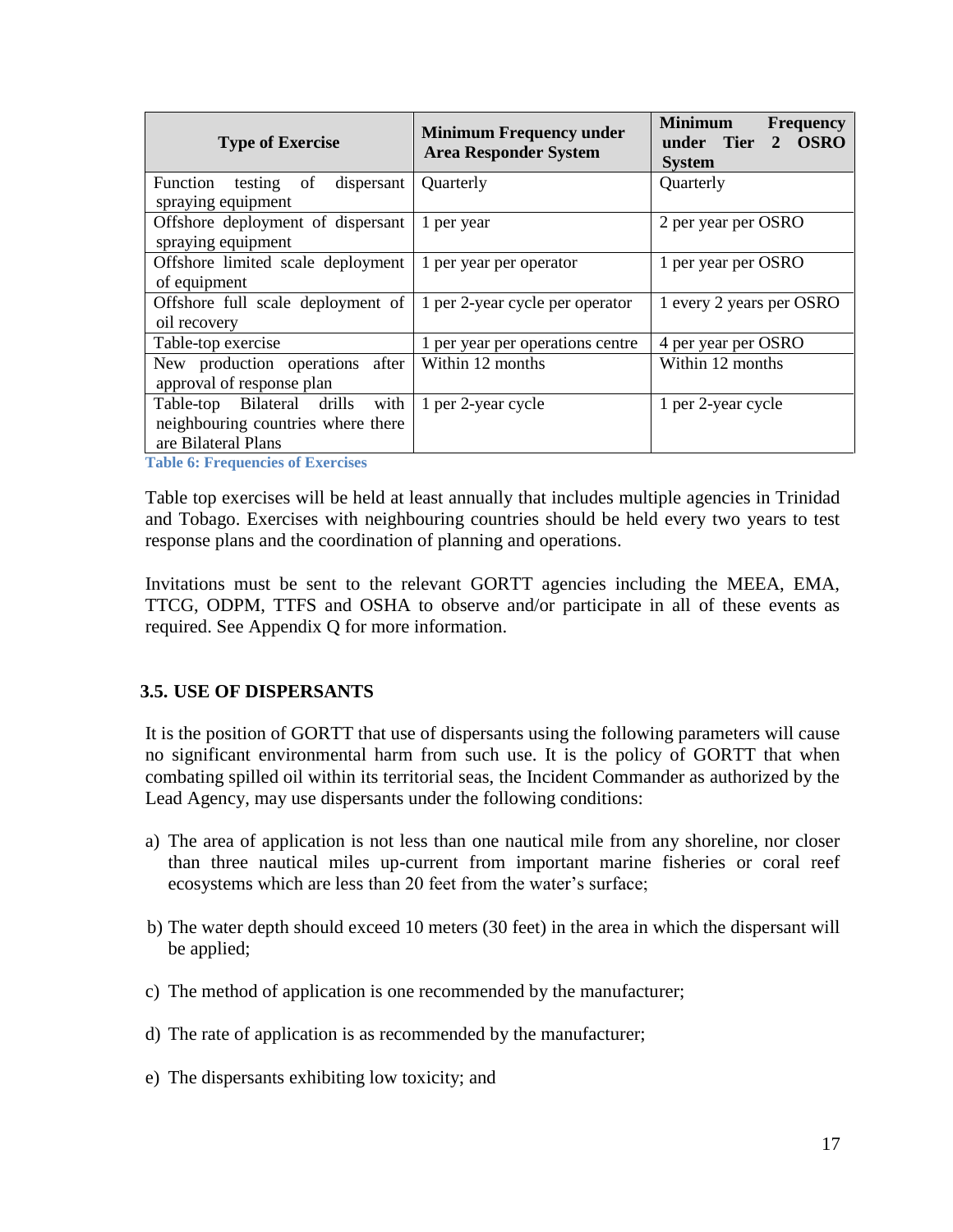| Type of Exercise | Minimum Frequency under Area Responder System | Minimum Frequency under Tier 2 OSRO System |
|---|---|---|
| Function testing of dispersant spraying equipment | Quarterly | Quarterly |
| Offshore deployment of dispersant spraying equipment | 1 per year | 2 per year per OSRO |
| Offshore limited scale deployment of equipment | 1 per year per operator | 1 per year per OSRO |
| Offshore full scale deployment of oil recovery | 1 per 2-year cycle per operator | 1 every 2 years per OSRO |
| Table-top exercise | 1 per year per operations centre | 4 per year per OSRO |
| New production operations after approval of response plan | Within 12 months | Within 12 months |
| Table-top Bilateral drills with neighbouring countries where there are Bilateral Plans | 1 per 2-year cycle | 1 per 2-year cycle |

Table 6: Frequencies of Exercises

Table top exercises will be held at least annually that includes multiple agencies in Trinidad and Tobago. Exercises with neighbouring countries should be held every two years to test response plans and the coordination of planning and operations.

Invitations must be sent to the relevant GORTT agencies including the MEEA, EMA, TTCG, ODPM, TTFS and OSHA to observe and/or participate in all of these events as required. See Appendix Q for more information.

## 3.5. USE OF DISPERSANTS

It is the position of GORTT that use of dispersants using the following parameters will cause no significant environmental harm from such use. It is the policy of GORTT that when combating spilled oil within its territorial seas, the Incident Commander as authorized by the Lead Agency, may use dispersants under the following conditions:

a) The area of application is not less than one nautical mile from any shoreline, nor closer than three nautical miles up-current from important marine fisheries or coral reef ecosystems which are less than 20 feet from the water's surface;

b) The water depth should exceed 10 meters (30 feet) in the area in which the dispersant will be applied;

c) The method of application is one recommended by the manufacturer;

d) The rate of application is as recommended by the manufacturer;

e) The dispersants exhibiting low toxicity; and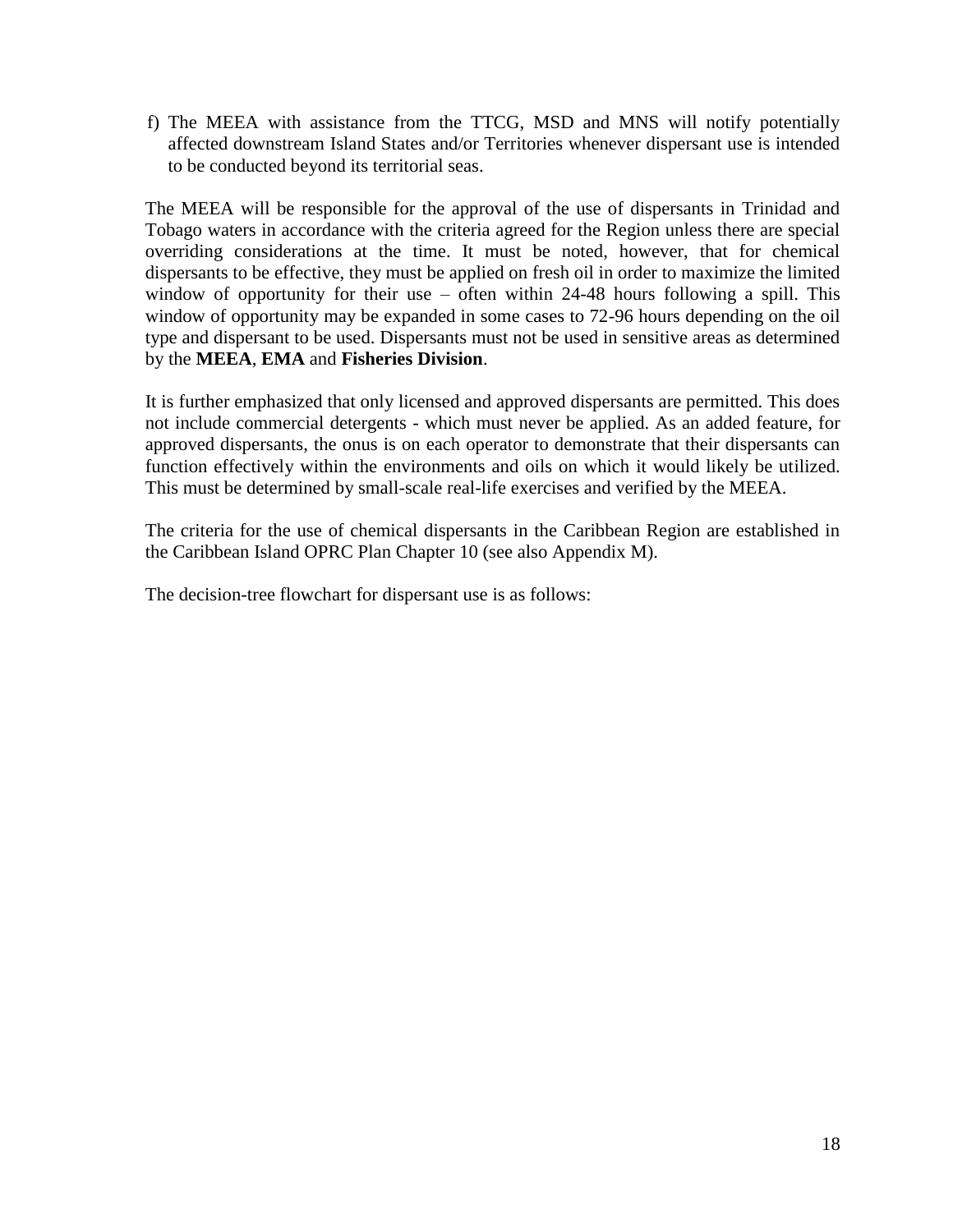f) The MEEA with assistance from the TTCG, MSD and MNS will notify potentially affected downstream Island States and/or Territories whenever dispersant use is intended to be conducted beyond its territorial seas.

The MEEA will be responsible for the approval of the use of dispersants in Trinidad and Tobago waters in accordance with the criteria agreed for the Region unless there are special overriding considerations at the time. It must be noted, however, that for chemical dispersants to be effective, they must be applied on fresh oil in order to maximize the limited window of opportunity for their use – often within 24-48 hours following a spill. This window of opportunity may be expanded in some cases to 72-96 hours depending on the oil type and dispersant to be used. Dispersants must not be used in sensitive areas as determined by the **MEEA**, **EMA** and **Fisheries Division**.

It is further emphasized that only licensed and approved dispersants are permitted. This does not include commercial detergents - which must never be applied. As an added feature, for approved dispersants, the onus is on each operator to demonstrate that their dispersants can function effectively within the environments and oils on which it would likely be utilized. This must be determined by small-scale real-life exercises and verified by the MEEA.

The criteria for the use of chemical dispersants in the Caribbean Region are established in the Caribbean Island OPRC Plan Chapter 10 (see also Appendix M).

The decision-tree flowchart for dispersant use is as follows: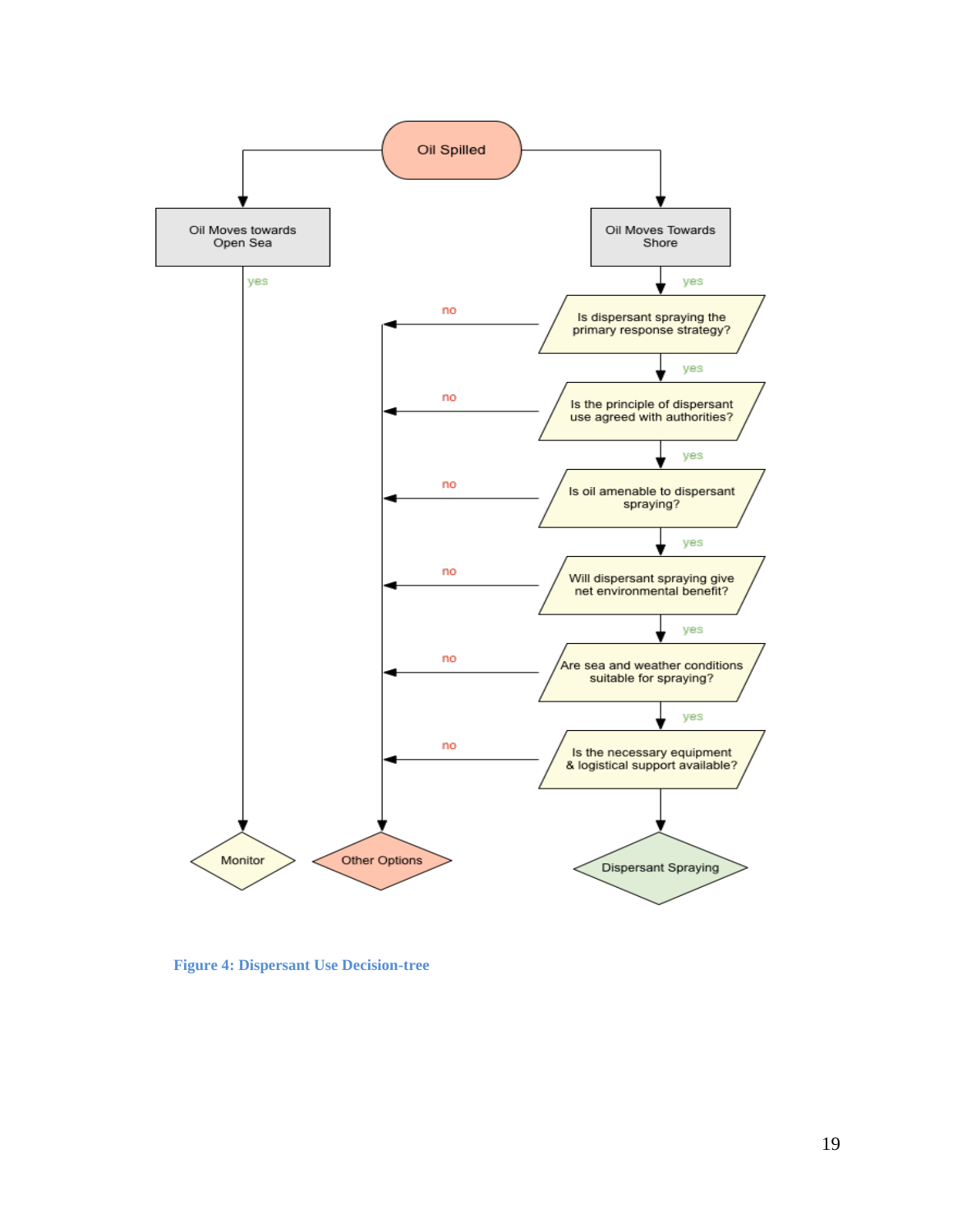Oil Spilled

- Oil Moves towards Open Sea
  - yes → Monitor
- Oil Moves Towards Shore
  - yes → Is dispersant spraying the primary response strategy?
    - no → Other Options
    - yes → Is the principle of dispersant use agreed with authorities?
      - no → Other Options
      - yes → Is oil amenable to dispersant spraying?
        - no → Other Options
        - yes → Will dispersant spraying give net environmental benefit?
          - no → Other Options
          - yes → Are sea and weather conditions suitable for spraying?
            - no → Other Options
            - yes → Is the necessary equipment & logistical support available?
              - no → Other Options
              - → Dispersant Spraying

**Figure 4: Dispersant Use Decision-tree**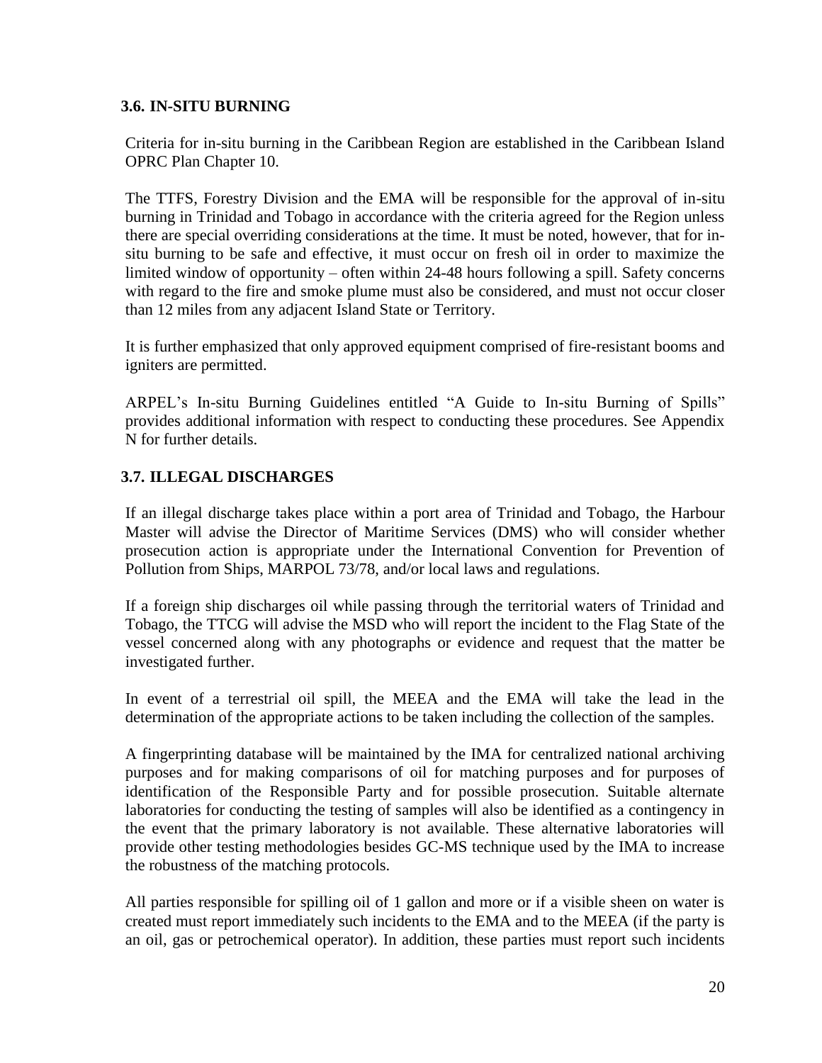### 3.6. IN-SITU BURNING

Criteria for in-situ burning in the Caribbean Region are established in the Caribbean Island OPRC Plan Chapter 10.

The TTFS, Forestry Division and the EMA will be responsible for the approval of in-situ burning in Trinidad and Tobago in accordance with the criteria agreed for the Region unless there are special overriding considerations at the time. It must be noted, however, that for in-situ burning to be safe and effective, it must occur on fresh oil in order to maximize the limited window of opportunity – often within 24-48 hours following a spill. Safety concerns with regard to the fire and smoke plume must also be considered, and must not occur closer than 12 miles from any adjacent Island State or Territory.

It is further emphasized that only approved equipment comprised of fire-resistant booms and igniters are permitted.

ARPEL's In-situ Burning Guidelines entitled "A Guide to In-situ Burning of Spills" provides additional information with respect to conducting these procedures. See Appendix N for further details.

### 3.7. ILLEGAL DISCHARGES

If an illegal discharge takes place within a port area of Trinidad and Tobago, the Harbour Master will advise the Director of Maritime Services (DMS) who will consider whether prosecution action is appropriate under the International Convention for Prevention of Pollution from Ships, MARPOL 73/78, and/or local laws and regulations.

If a foreign ship discharges oil while passing through the territorial waters of Trinidad and Tobago, the TTCG will advise the MSD who will report the incident to the Flag State of the vessel concerned along with any photographs or evidence and request that the matter be investigated further.

In event of a terrestrial oil spill, the MEEA and the EMA will take the lead in the determination of the appropriate actions to be taken including the collection of the samples.

A fingerprinting database will be maintained by the IMA for centralized national archiving purposes and for making comparisons of oil for matching purposes and for purposes of identification of the Responsible Party and for possible prosecution. Suitable alternate laboratories for conducting the testing of samples will also be identified as a contingency in the event that the primary laboratory is not available. These alternative laboratories will provide other testing methodologies besides GC-MS technique used by the IMA to increase the robustness of the matching protocols.

All parties responsible for spilling oil of 1 gallon and more or if a visible sheen on water is created must report immediately such incidents to the EMA and to the MEEA (if the party is an oil, gas or petrochemical operator). In addition, these parties must report such incidents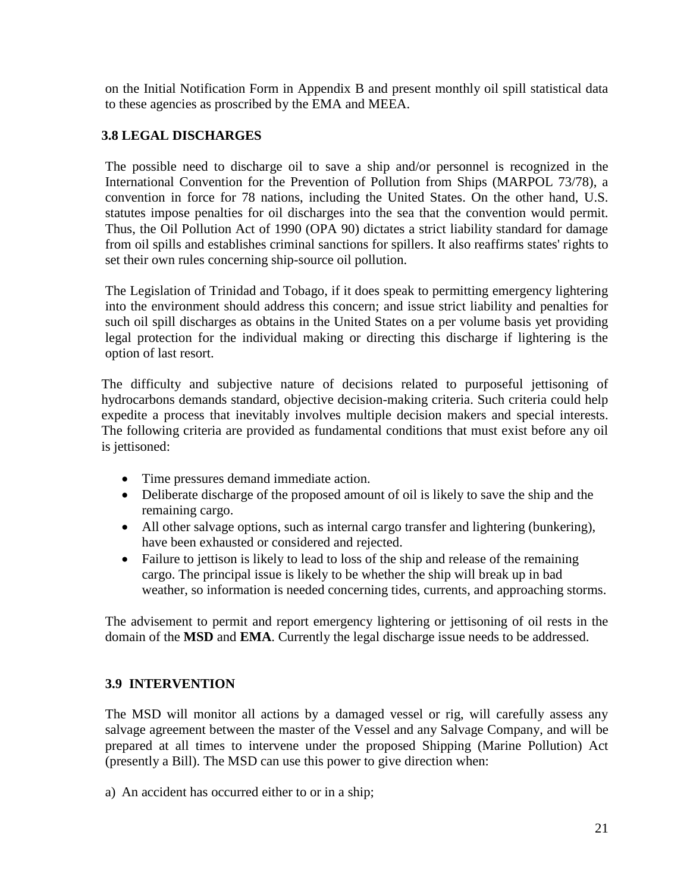on the Initial Notification Form in Appendix B and present monthly oil spill statistical data to these agencies as proscribed by the EMA and MEEA.

### 3.8 LEGAL DISCHARGES

The possible need to discharge oil to save a ship and/or personnel is recognized in the International Convention for the Prevention of Pollution from Ships (MARPOL 73/78), a convention in force for 78 nations, including the United States. On the other hand, U.S. statutes impose penalties for oil discharges into the sea that the convention would permit. Thus, the Oil Pollution Act of 1990 (OPA 90) dictates a strict liability standard for damage from oil spills and establishes criminal sanctions for spillers. It also reaffirms states' rights to set their own rules concerning ship-source oil pollution.

The Legislation of Trinidad and Tobago, if it does speak to permitting emergency lightering into the environment should address this concern; and issue strict liability and penalties for such oil spill discharges as obtains in the United States on a per volume basis yet providing legal protection for the individual making or directing this discharge if lightering is the option of last resort.

The difficulty and subjective nature of decisions related to purposeful jettisoning of hydrocarbons demands standard, objective decision-making criteria. Such criteria could help expedite a process that inevitably involves multiple decision makers and special interests. The following criteria are provided as fundamental conditions that must exist before any oil is jettisoned:

- Time pressures demand immediate action.
- Deliberate discharge of the proposed amount of oil is likely to save the ship and the remaining cargo.
- All other salvage options, such as internal cargo transfer and lightering (bunkering), have been exhausted or considered and rejected.
- Failure to jettison is likely to lead to loss of the ship and release of the remaining cargo. The principal issue is likely to be whether the ship will break up in bad weather, so information is needed concerning tides, currents, and approaching storms.

The advisement to permit and report emergency lightering or jettisoning of oil rests in the domain of the **MSD** and **EMA**. Currently the legal discharge issue needs to be addressed.

### 3.9 INTERVENTION

The MSD will monitor all actions by a damaged vessel or rig, will carefully assess any salvage agreement between the master of the Vessel and any Salvage Company, and will be prepared at all times to intervene under the proposed Shipping (Marine Pollution) Act (presently a Bill). The MSD can use this power to give direction when:

a) An accident has occurred either to or in a ship;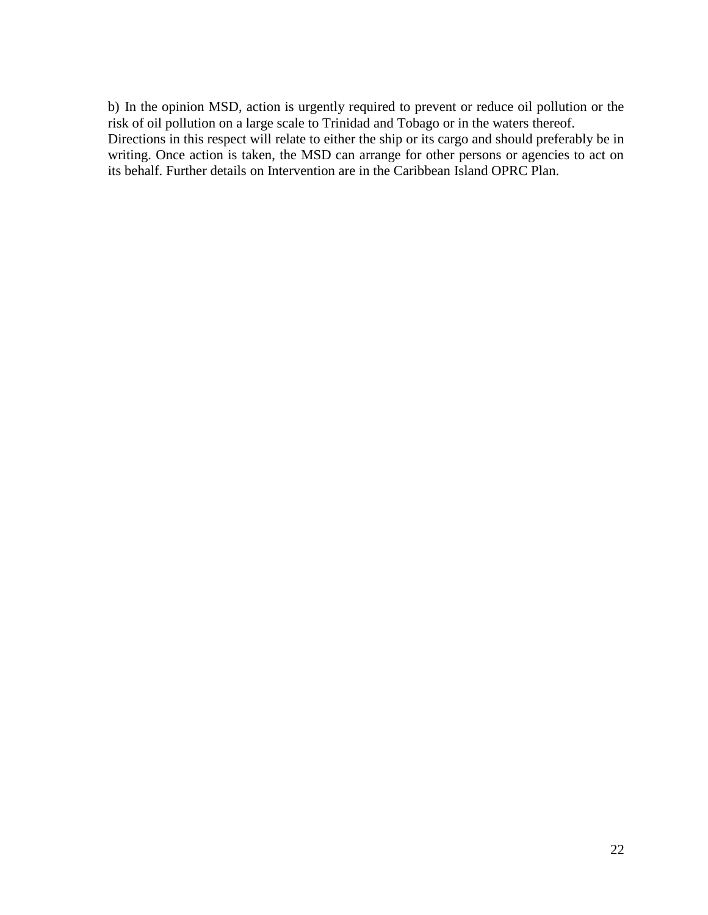b) In the opinion MSD, action is urgently required to prevent or reduce oil pollution or the risk of oil pollution on a large scale to Trinidad and Tobago or in the waters thereof.
Directions in this respect will relate to either the ship or its cargo and should preferably be in writing. Once action is taken, the MSD can arrange for other persons or agencies to act on its behalf. Further details on Intervention are in the Caribbean Island OPRC Plan.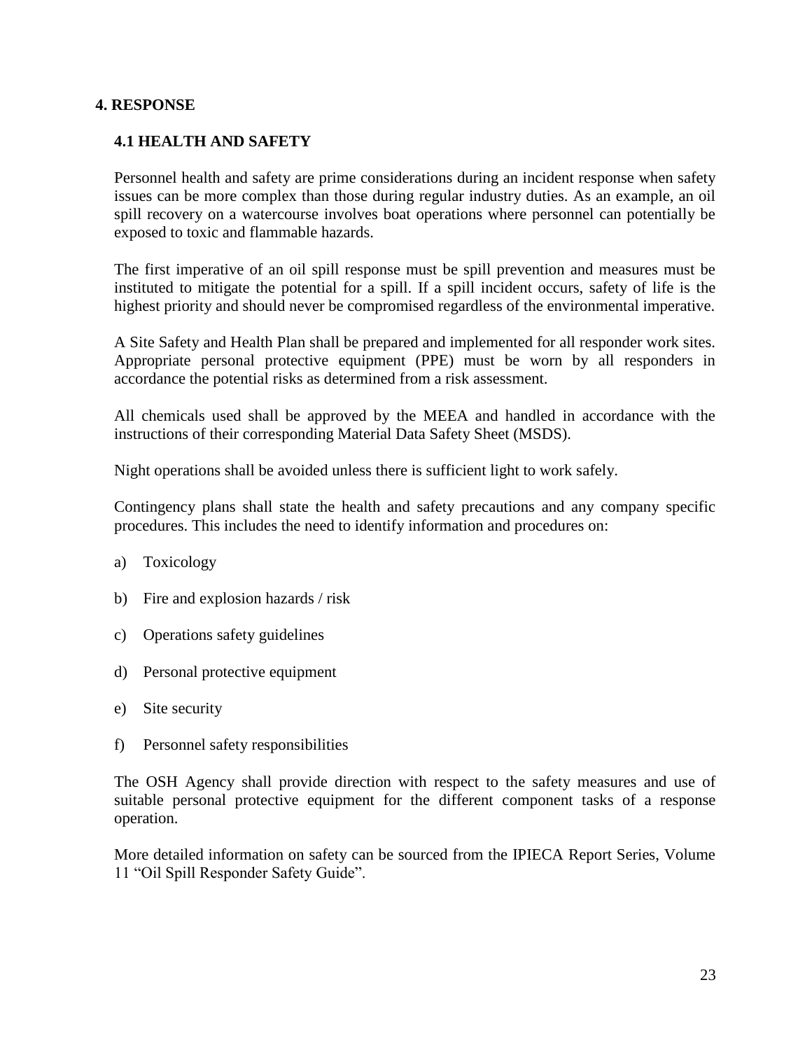# 4. RESPONSE

## 4.1 HEALTH AND SAFETY

Personnel health and safety are prime considerations during an incident response when safety issues can be more complex than those during regular industry duties. As an example, an oil spill recovery on a watercourse involves boat operations where personnel can potentially be exposed to toxic and flammable hazards.

The first imperative of an oil spill response must be spill prevention and measures must be instituted to mitigate the potential for a spill. If a spill incident occurs, safety of life is the highest priority and should never be compromised regardless of the environmental imperative.

A Site Safety and Health Plan shall be prepared and implemented for all responder work sites. Appropriate personal protective equipment (PPE) must be worn by all responders in accordance the potential risks as determined from a risk assessment.

All chemicals used shall be approved by the MEEA and handled in accordance with the instructions of their corresponding Material Data Safety Sheet (MSDS).

Night operations shall be avoided unless there is sufficient light to work safely.

Contingency plans shall state the health and safety precautions and any company specific procedures. This includes the need to identify information and procedures on:

a) Toxicology

b) Fire and explosion hazards / risk

c) Operations safety guidelines

d) Personal protective equipment

e) Site security

f) Personnel safety responsibilities

The OSH Agency shall provide direction with respect to the safety measures and use of suitable personal protective equipment for the different component tasks of a response operation.

More detailed information on safety can be sourced from the IPIECA Report Series, Volume 11 "Oil Spill Responder Safety Guide".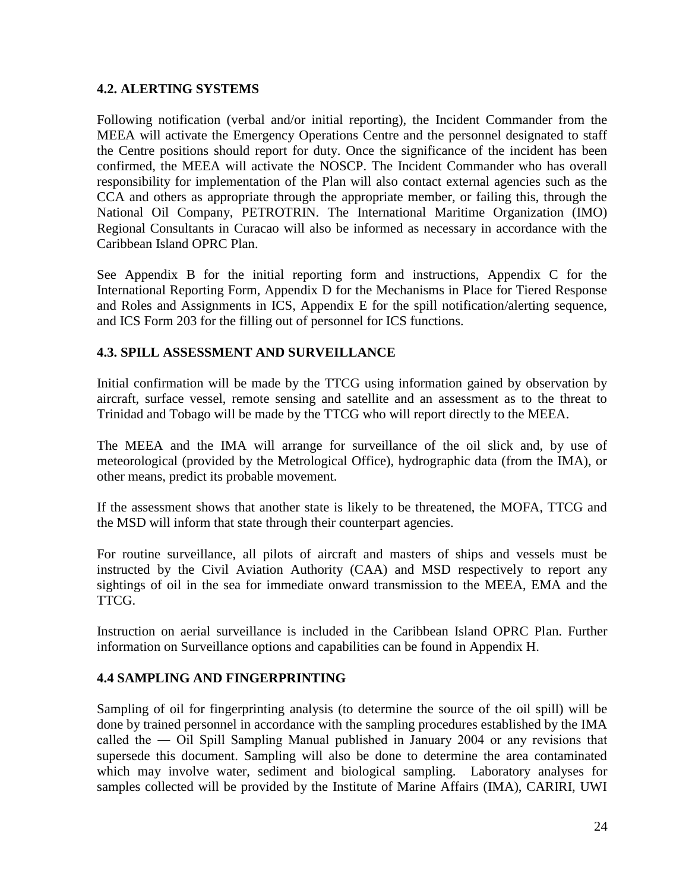## 4.2. ALERTING SYSTEMS

Following notification (verbal and/or initial reporting), the Incident Commander from the MEEA will activate the Emergency Operations Centre and the personnel designated to staff the Centre positions should report for duty. Once the significance of the incident has been confirmed, the MEEA will activate the NOSCP. The Incident Commander who has overall responsibility for implementation of the Plan will also contact external agencies such as the CCA and others as appropriate through the appropriate member, or failing this, through the National Oil Company, PETROTRIN. The International Maritime Organization (IMO) Regional Consultants in Curacao will also be informed as necessary in accordance with the Caribbean Island OPRC Plan.

See Appendix B for the initial reporting form and instructions, Appendix C for the International Reporting Form, Appendix D for the Mechanisms in Place for Tiered Response and Roles and Assignments in ICS, Appendix E for the spill notification/alerting sequence, and ICS Form 203 for the filling out of personnel for ICS functions.

## 4.3. SPILL ASSESSMENT AND SURVEILLANCE

Initial confirmation will be made by the TTCG using information gained by observation by aircraft, surface vessel, remote sensing and satellite and an assessment as to the threat to Trinidad and Tobago will be made by the TTCG who will report directly to the MEEA.

The MEEA and the IMA will arrange for surveillance of the oil slick and, by use of meteorological (provided by the Metrological Office), hydrographic data (from the IMA), or other means, predict its probable movement.

If the assessment shows that another state is likely to be threatened, the MOFA, TTCG and the MSD will inform that state through their counterpart agencies.

For routine surveillance, all pilots of aircraft and masters of ships and vessels must be instructed by the Civil Aviation Authority (CAA) and MSD respectively to report any sightings of oil in the sea for immediate onward transmission to the MEEA, EMA and the TTCG.

Instruction on aerial surveillance is included in the Caribbean Island OPRC Plan. Further information on Surveillance options and capabilities can be found in Appendix H.

## 4.4 SAMPLING AND FINGERPRINTING

Sampling of oil for fingerprinting analysis (to determine the source of the oil spill) will be done by trained personnel in accordance with the sampling procedures established by the IMA called the ― Oil Spill Sampling Manual published in January 2004 or any revisions that supersede this document. Sampling will also be done to determine the area contaminated which may involve water, sediment and biological sampling. Laboratory analyses for samples collected will be provided by the Institute of Marine Affairs (IMA), CARIRI, UWI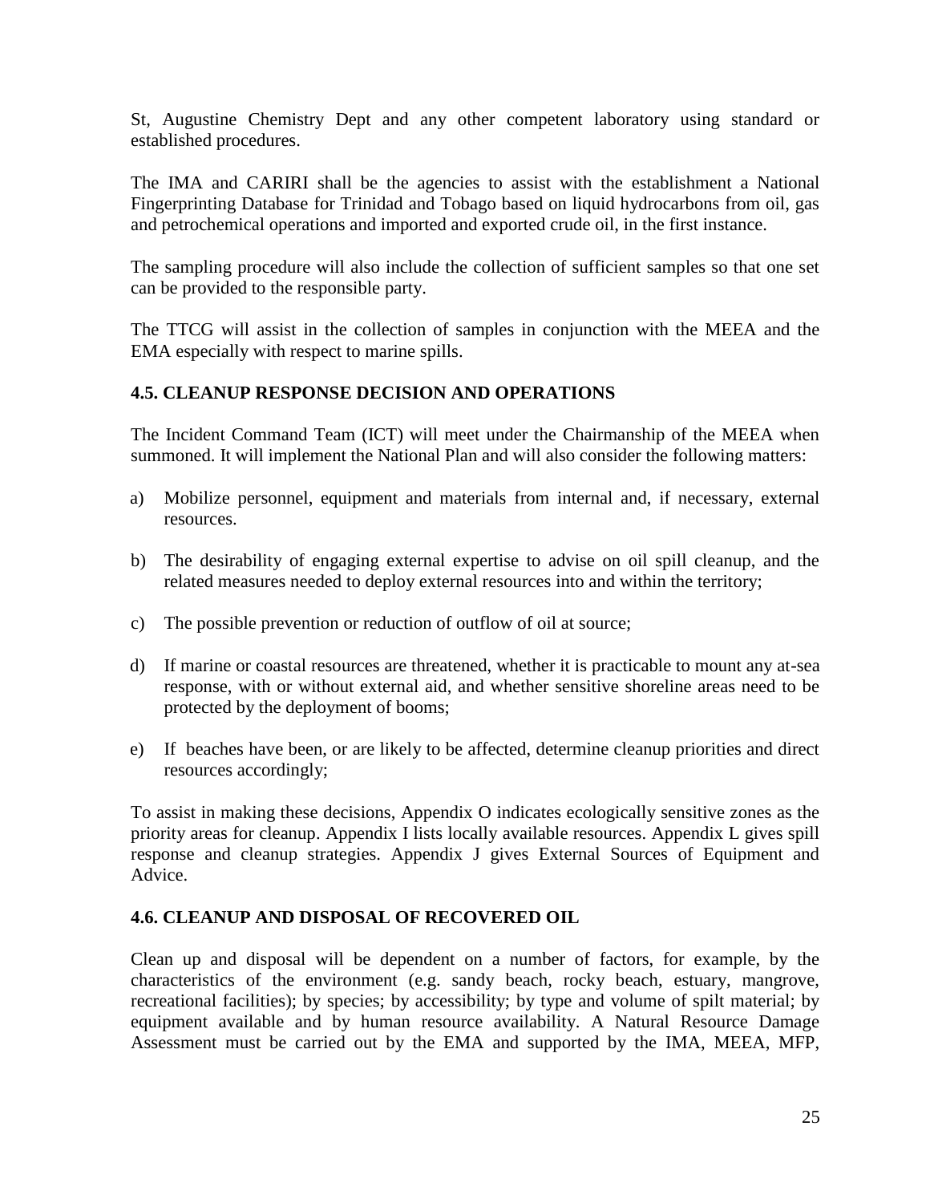St, Augustine Chemistry Dept and any other competent laboratory using standard or established procedures.

The IMA and CARIRI shall be the agencies to assist with the establishment a National Fingerprinting Database for Trinidad and Tobago based on liquid hydrocarbons from oil, gas and petrochemical operations and imported and exported crude oil, in the first instance.

The sampling procedure will also include the collection of sufficient samples so that one set can be provided to the responsible party.

The TTCG will assist in the collection of samples in conjunction with the MEEA and the EMA especially with respect to marine spills.

### 4.5. CLEANUP RESPONSE DECISION AND OPERATIONS

The Incident Command Team (ICT) will meet under the Chairmanship of the MEEA when summoned. It will implement the National Plan and will also consider the following matters:

a) Mobilize personnel, equipment and materials from internal and, if necessary, external resources.

b) The desirability of engaging external expertise to advise on oil spill cleanup, and the related measures needed to deploy external resources into and within the territory;

c) The possible prevention or reduction of outflow of oil at source;

d) If marine or coastal resources are threatened, whether it is practicable to mount any at-sea response, with or without external aid, and whether sensitive shoreline areas need to be protected by the deployment of booms;

e) If beaches have been, or are likely to be affected, determine cleanup priorities and direct resources accordingly;

To assist in making these decisions, Appendix O indicates ecologically sensitive zones as the priority areas for cleanup. Appendix I lists locally available resources. Appendix L gives spill response and cleanup strategies. Appendix J gives External Sources of Equipment and Advice.

### 4.6. CLEANUP AND DISPOSAL OF RECOVERED OIL

Clean up and disposal will be dependent on a number of factors, for example, by the characteristics of the environment (e.g. sandy beach, rocky beach, estuary, mangrove, recreational facilities); by species; by accessibility; by type and volume of spilt material; by equipment available and by human resource availability. A Natural Resource Damage Assessment must be carried out by the EMA and supported by the IMA, MEEA, MFP,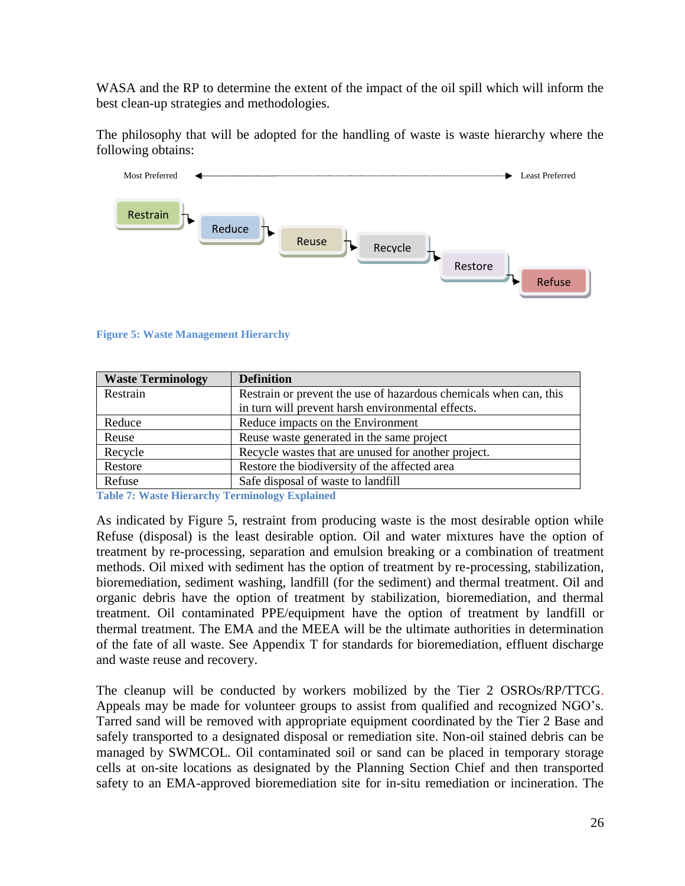WASA and the RP to determine the extent of the impact of the oil spill which will inform the best clean-up strategies and methodologies.

The philosophy that will be adopted for the handling of waste is waste hierarchy where the following obtains:

Most Preferred ◄ ► Least Preferred

Restrain → Reduce → Reuse → Recycle → Restore → Refuse

**Figure 5: Waste Management Hierarchy**

| Waste Terminology | Definition |
|---|---|
| Restrain | Restrain or prevent the use of hazardous chemicals when can, this in turn will prevent harsh environmental effects. |
| Reduce | Reduce impacts on the Environment |
| Reuse | Reuse waste generated in the same project |
| Recycle | Recycle wastes that are unused for another project. |
| Restore | Restore the biodiversity of the affected area |
| Refuse | Safe disposal of waste to landfill |

**Table 7: Waste Hierarchy Terminology Explained**

As indicated by Figure 5, restraint from producing waste is the most desirable option while Refuse (disposal) is the least desirable option. Oil and water mixtures have the option of treatment by re-processing, separation and emulsion breaking or a combination of treatment methods. Oil mixed with sediment has the option of treatment by re-processing, stabilization, bioremediation, sediment washing, landfill (for the sediment) and thermal treatment. Oil and organic debris have the option of treatment by stabilization, bioremediation, and thermal treatment. Oil contaminated PPE/equipment have the option of treatment by landfill or thermal treatment. The EMA and the MEEA will be the ultimate authorities in determination of the fate of all waste. See Appendix T for standards for bioremediation, effluent discharge and waste reuse and recovery.

The cleanup will be conducted by workers mobilized by the Tier 2 OSROs/RP/TTCG. Appeals may be made for volunteer groups to assist from qualified and recognized NGO's. Tarred sand will be removed with appropriate equipment coordinated by the Tier 2 Base and safely transported to a designated disposal or remediation site. Non-oil stained debris can be managed by SWMCOL. Oil contaminated soil or sand can be placed in temporary storage cells at on-site locations as designated by the Planning Section Chief and then transported safety to an EMA-approved bioremediation site for in-situ remediation or incineration. The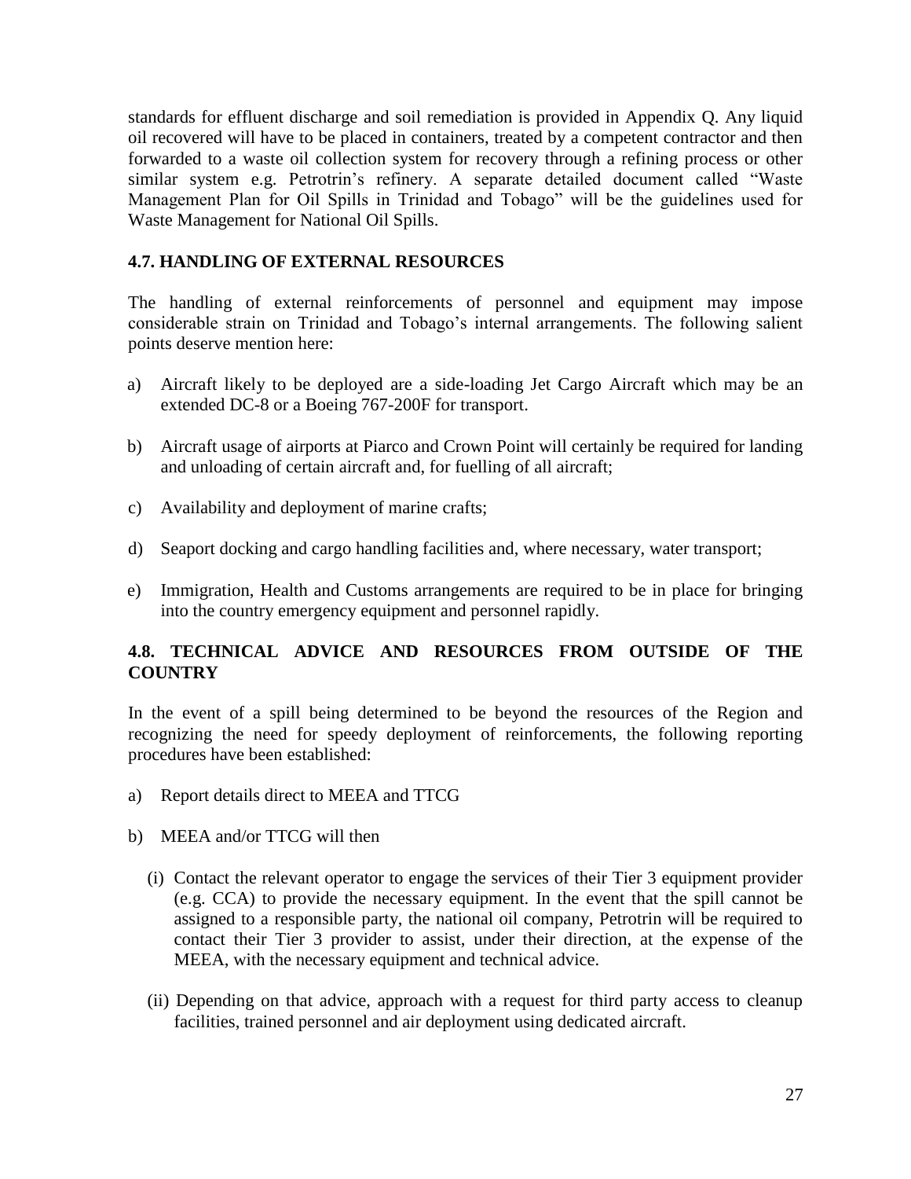standards for effluent discharge and soil remediation is provided in Appendix Q. Any liquid oil recovered will have to be placed in containers, treated by a competent contractor and then forwarded to a waste oil collection system for recovery through a refining process or other similar system e.g. Petrotrin's refinery. A separate detailed document called "Waste Management Plan for Oil Spills in Trinidad and Tobago" will be the guidelines used for Waste Management for National Oil Spills.

## 4.7. HANDLING OF EXTERNAL RESOURCES

The handling of external reinforcements of personnel and equipment may impose considerable strain on Trinidad and Tobago's internal arrangements. The following salient points deserve mention here:

a) Aircraft likely to be deployed are a side-loading Jet Cargo Aircraft which may be an extended DC-8 or a Boeing 767-200F for transport.

b) Aircraft usage of airports at Piarco and Crown Point will certainly be required for landing and unloading of certain aircraft and, for fuelling of all aircraft;

c) Availability and deployment of marine crafts;

d) Seaport docking and cargo handling facilities and, where necessary, water transport;

e) Immigration, Health and Customs arrangements are required to be in place for bringing into the country emergency equipment and personnel rapidly.

## 4.8. TECHNICAL ADVICE AND RESOURCES FROM OUTSIDE OF THE COUNTRY

In the event of a spill being determined to be beyond the resources of the Region and recognizing the need for speedy deployment of reinforcements, the following reporting procedures have been established:

a) Report details direct to MEEA and TTCG

b) MEEA and/or TTCG will then

   (i) Contact the relevant operator to engage the services of their Tier 3 equipment provider (e.g. CCA) to provide the necessary equipment. In the event that the spill cannot be assigned to a responsible party, the national oil company, Petrotrin will be required to contact their Tier 3 provider to assist, under their direction, at the expense of the MEEA, with the necessary equipment and technical advice.

   (ii) Depending on that advice, approach with a request for third party access to cleanup facilities, trained personnel and air deployment using dedicated aircraft.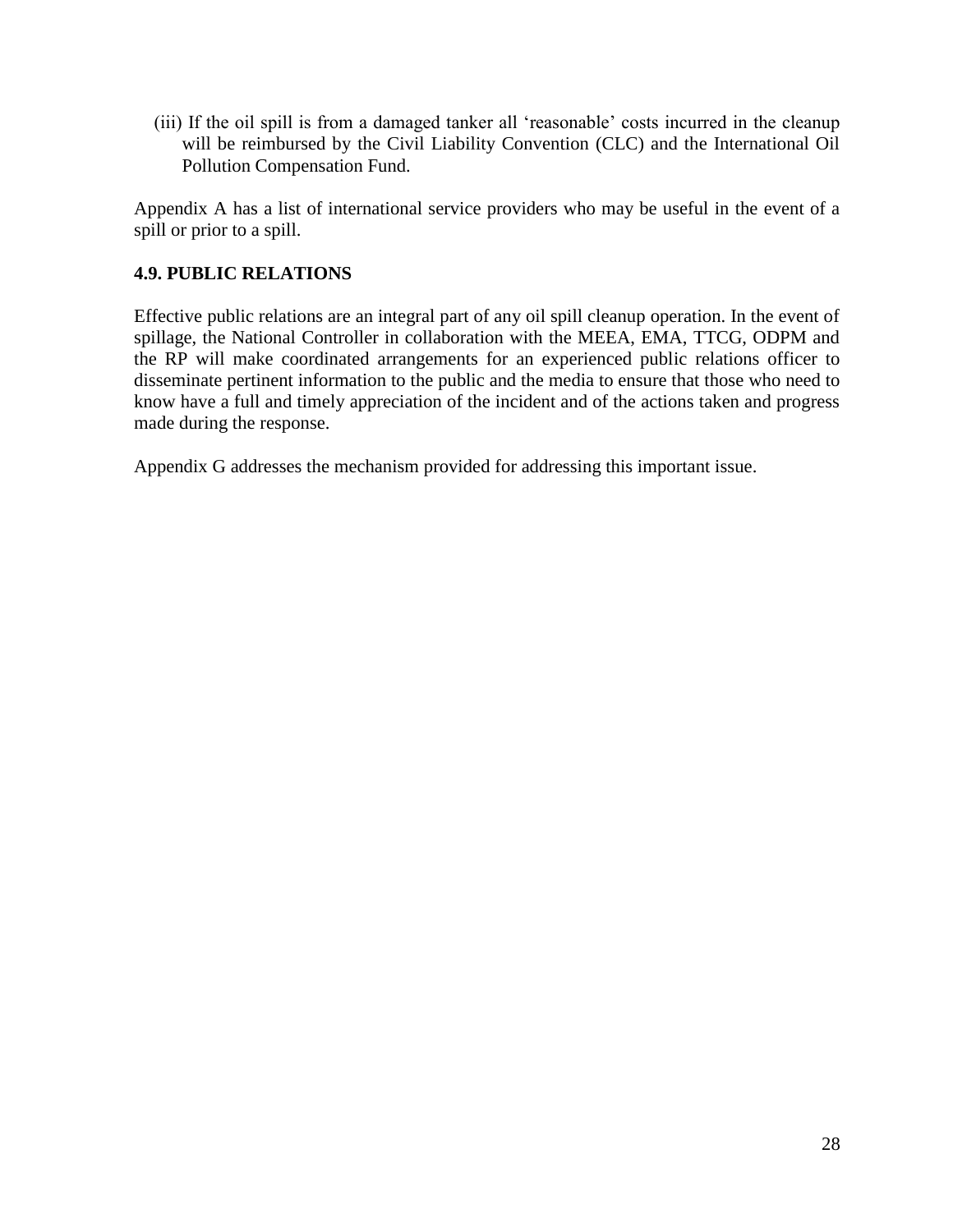(iii) If the oil spill is from a damaged tanker all 'reasonable' costs incurred in the cleanup will be reimbursed by the Civil Liability Convention (CLC) and the International Oil Pollution Compensation Fund.

Appendix A has a list of international service providers who may be useful in the event of a spill or prior to a spill.

### 4.9. PUBLIC RELATIONS

Effective public relations are an integral part of any oil spill cleanup operation. In the event of spillage, the National Controller in collaboration with the MEEA, EMA, TTCG, ODPM and the RP will make coordinated arrangements for an experienced public relations officer to disseminate pertinent information to the public and the media to ensure that those who need to know have a full and timely appreciation of the incident and of the actions taken and progress made during the response.

Appendix G addresses the mechanism provided for addressing this important issue.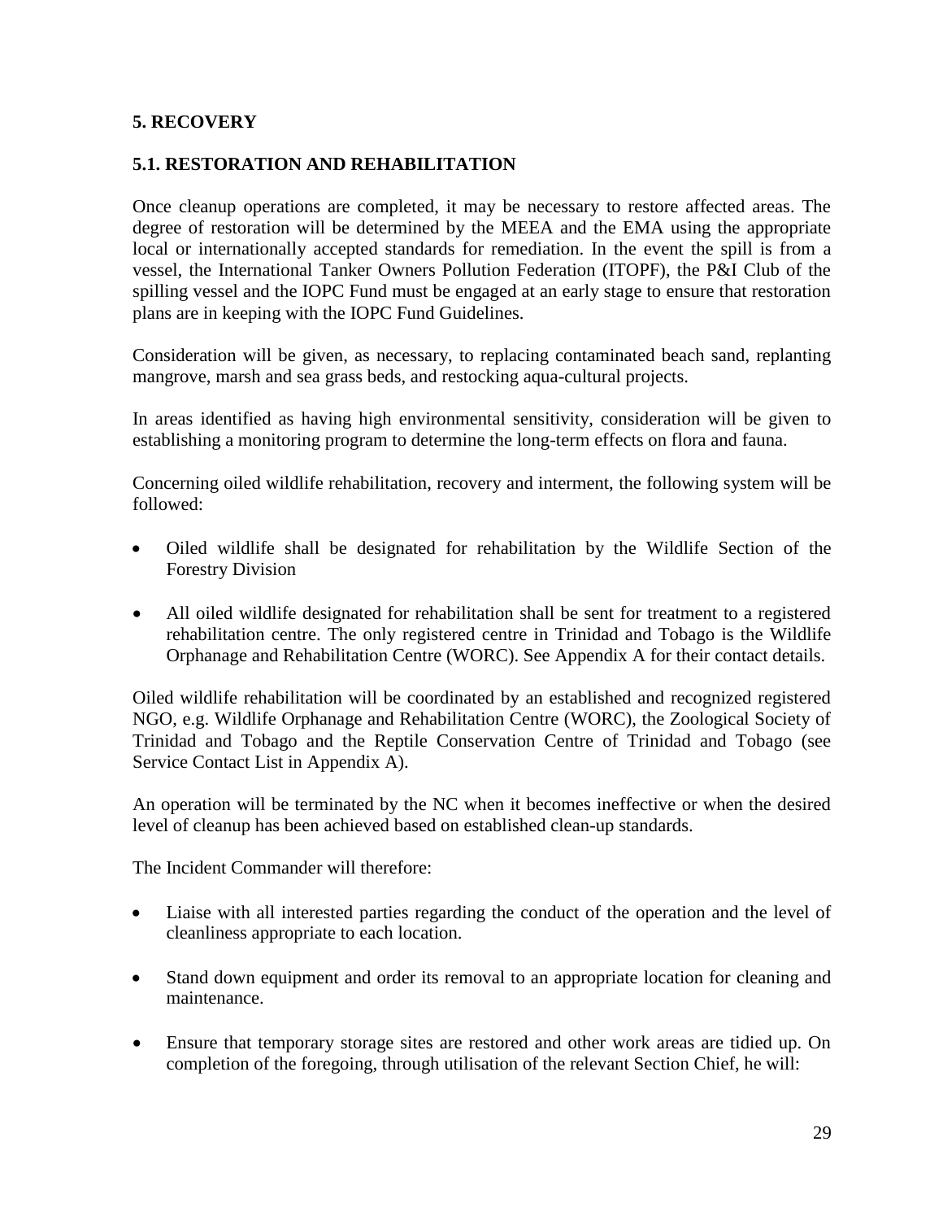## 5. RECOVERY

### 5.1. RESTORATION AND REHABILITATION

Once cleanup operations are completed, it may be necessary to restore affected areas. The degree of restoration will be determined by the MEEA and the EMA using the appropriate local or internationally accepted standards for remediation. In the event the spill is from a vessel, the International Tanker Owners Pollution Federation (ITOPF), the P&I Club of the spilling vessel and the IOPC Fund must be engaged at an early stage to ensure that restoration plans are in keeping with the IOPC Fund Guidelines.

Consideration will be given, as necessary, to replacing contaminated beach sand, replanting mangrove, marsh and sea grass beds, and restocking aqua-cultural projects.

In areas identified as having high environmental sensitivity, consideration will be given to establishing a monitoring program to determine the long-term effects on flora and fauna.

Concerning oiled wildlife rehabilitation, recovery and interment, the following system will be followed:

- Oiled wildlife shall be designated for rehabilitation by the Wildlife Section of the Forestry Division
- All oiled wildlife designated for rehabilitation shall be sent for treatment to a registered rehabilitation centre. The only registered centre in Trinidad and Tobago is the Wildlife Orphanage and Rehabilitation Centre (WORC). See Appendix A for their contact details.

Oiled wildlife rehabilitation will be coordinated by an established and recognized registered NGO, e.g. Wildlife Orphanage and Rehabilitation Centre (WORC), the Zoological Society of Trinidad and Tobago and the Reptile Conservation Centre of Trinidad and Tobago (see Service Contact List in Appendix A).

An operation will be terminated by the NC when it becomes ineffective or when the desired level of cleanup has been achieved based on established clean-up standards.

The Incident Commander will therefore:

- Liaise with all interested parties regarding the conduct of the operation and the level of cleanliness appropriate to each location.
- Stand down equipment and order its removal to an appropriate location for cleaning and maintenance.
- Ensure that temporary storage sites are restored and other work areas are tidied up. On completion of the foregoing, through utilisation of the relevant Section Chief, he will: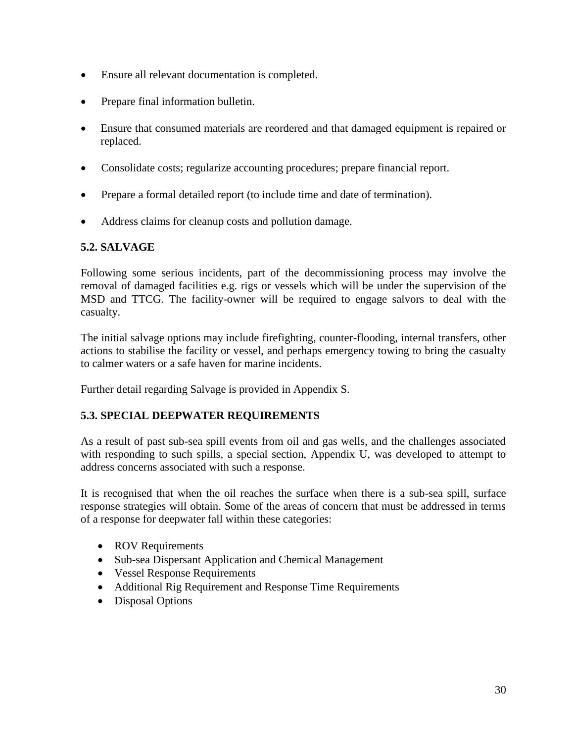- Ensure all relevant documentation is completed.
- Prepare final information bulletin.
- Ensure that consumed materials are reordered and that damaged equipment is repaired or replaced.
- Consolidate costs; regularize accounting procedures; prepare financial report.
- Prepare a formal detailed report (to include time and date of termination).
- Address claims for cleanup costs and pollution damage.

## 5.2. SALVAGE

Following some serious incidents, part of the decommissioning process may involve the removal of damaged facilities e.g. rigs or vessels which will be under the supervision of the MSD and TTCG. The facility-owner will be required to engage salvors to deal with the casualty.

The initial salvage options may include firefighting, counter-flooding, internal transfers, other actions to stabilise the facility or vessel, and perhaps emergency towing to bring the casualty to calmer waters or a safe haven for marine incidents.

Further detail regarding Salvage is provided in Appendix S.

## 5.3. SPECIAL DEEPWATER REQUIREMENTS

As a result of past sub-sea spill events from oil and gas wells, and the challenges associated with responding to such spills, a special section, Appendix U, was developed to attempt to address concerns associated with such a response.

It is recognised that when the oil reaches the surface when there is a sub-sea spill, surface response strategies will obtain. Some of the areas of concern that must be addressed in terms of a response for deepwater fall within these categories:

- ROV Requirements
- Sub-sea Dispersant Application and Chemical Management
- Vessel Response Requirements
- Additional Rig Requirement and Response Time Requirements
- Disposal Options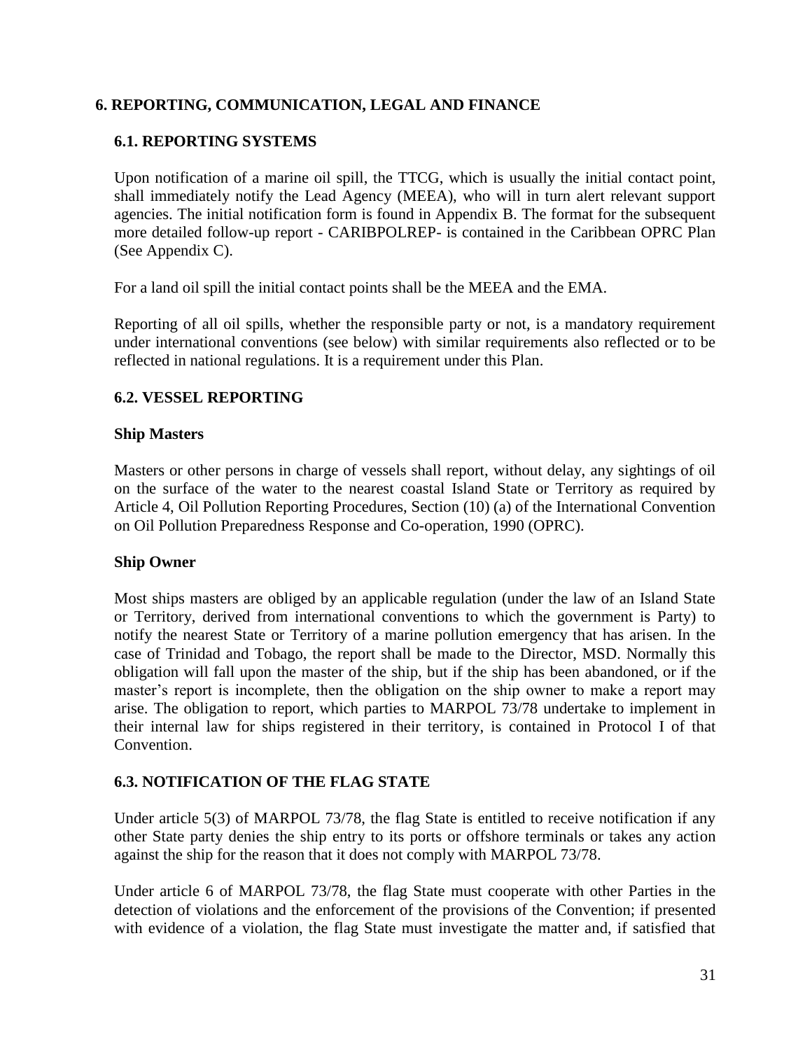# 6. REPORTING, COMMUNICATION, LEGAL AND FINANCE

## 6.1. REPORTING SYSTEMS

Upon notification of a marine oil spill, the TTCG, which is usually the initial contact point, shall immediately notify the Lead Agency (MEEA), who will in turn alert relevant support agencies. The initial notification form is found in Appendix B. The format for the subsequent more detailed follow-up report - CARIBPOLREP- is contained in the Caribbean OPRC Plan (See Appendix C).

For a land oil spill the initial contact points shall be the MEEA and the EMA.

Reporting of all oil spills, whether the responsible party or not, is a mandatory requirement under international conventions (see below) with similar requirements also reflected or to be reflected in national regulations. It is a requirement under this Plan.

## 6.2. VESSEL REPORTING

### Ship Masters

Masters or other persons in charge of vessels shall report, without delay, any sightings of oil on the surface of the water to the nearest coastal Island State or Territory as required by Article 4, Oil Pollution Reporting Procedures, Section (10) (a) of the International Convention on Oil Pollution Preparedness Response and Co-operation, 1990 (OPRC).

### Ship Owner

Most ships masters are obliged by an applicable regulation (under the law of an Island State or Territory, derived from international conventions to which the government is Party) to notify the nearest State or Territory of a marine pollution emergency that has arisen. In the case of Trinidad and Tobago, the report shall be made to the Director, MSD. Normally this obligation will fall upon the master of the ship, but if the ship has been abandoned, or if the master's report is incomplete, then the obligation on the ship owner to make a report may arise. The obligation to report, which parties to MARPOL 73/78 undertake to implement in their internal law for ships registered in their territory, is contained in Protocol I of that Convention.

## 6.3. NOTIFICATION OF THE FLAG STATE

Under article 5(3) of MARPOL 73/78, the flag State is entitled to receive notification if any other State party denies the ship entry to its ports or offshore terminals or takes any action against the ship for the reason that it does not comply with MARPOL 73/78.

Under article 6 of MARPOL 73/78, the flag State must cooperate with other Parties in the detection of violations and the enforcement of the provisions of the Convention; if presented with evidence of a violation, the flag State must investigate the matter and, if satisfied that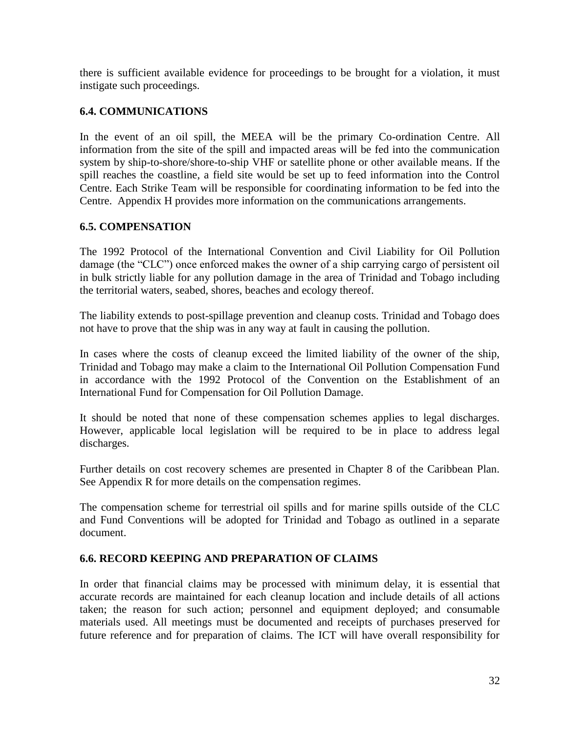there is sufficient available evidence for proceedings to be brought for a violation, it must instigate such proceedings.

### 6.4. COMMUNICATIONS

In the event of an oil spill, the MEEA will be the primary Co-ordination Centre. All information from the site of the spill and impacted areas will be fed into the communication system by ship-to-shore/shore-to-ship VHF or satellite phone or other available means. If the spill reaches the coastline, a field site would be set up to feed information into the Control Centre. Each Strike Team will be responsible for coordinating information to be fed into the Centre. Appendix H provides more information on the communications arrangements.

### 6.5. COMPENSATION

The 1992 Protocol of the International Convention and Civil Liability for Oil Pollution damage (the "CLC") once enforced makes the owner of a ship carrying cargo of persistent oil in bulk strictly liable for any pollution damage in the area of Trinidad and Tobago including the territorial waters, seabed, shores, beaches and ecology thereof.

The liability extends to post-spillage prevention and cleanup costs. Trinidad and Tobago does not have to prove that the ship was in any way at fault in causing the pollution.

In cases where the costs of cleanup exceed the limited liability of the owner of the ship, Trinidad and Tobago may make a claim to the International Oil Pollution Compensation Fund in accordance with the 1992 Protocol of the Convention on the Establishment of an International Fund for Compensation for Oil Pollution Damage.

It should be noted that none of these compensation schemes applies to legal discharges. However, applicable local legislation will be required to be in place to address legal discharges.

Further details on cost recovery schemes are presented in Chapter 8 of the Caribbean Plan. See Appendix R for more details on the compensation regimes.

The compensation scheme for terrestrial oil spills and for marine spills outside of the CLC and Fund Conventions will be adopted for Trinidad and Tobago as outlined in a separate document.

### 6.6. RECORD KEEPING AND PREPARATION OF CLAIMS

In order that financial claims may be processed with minimum delay, it is essential that accurate records are maintained for each cleanup location and include details of all actions taken; the reason for such action; personnel and equipment deployed; and consumable materials used. All meetings must be documented and receipts of purchases preserved for future reference and for preparation of claims. The ICT will have overall responsibility for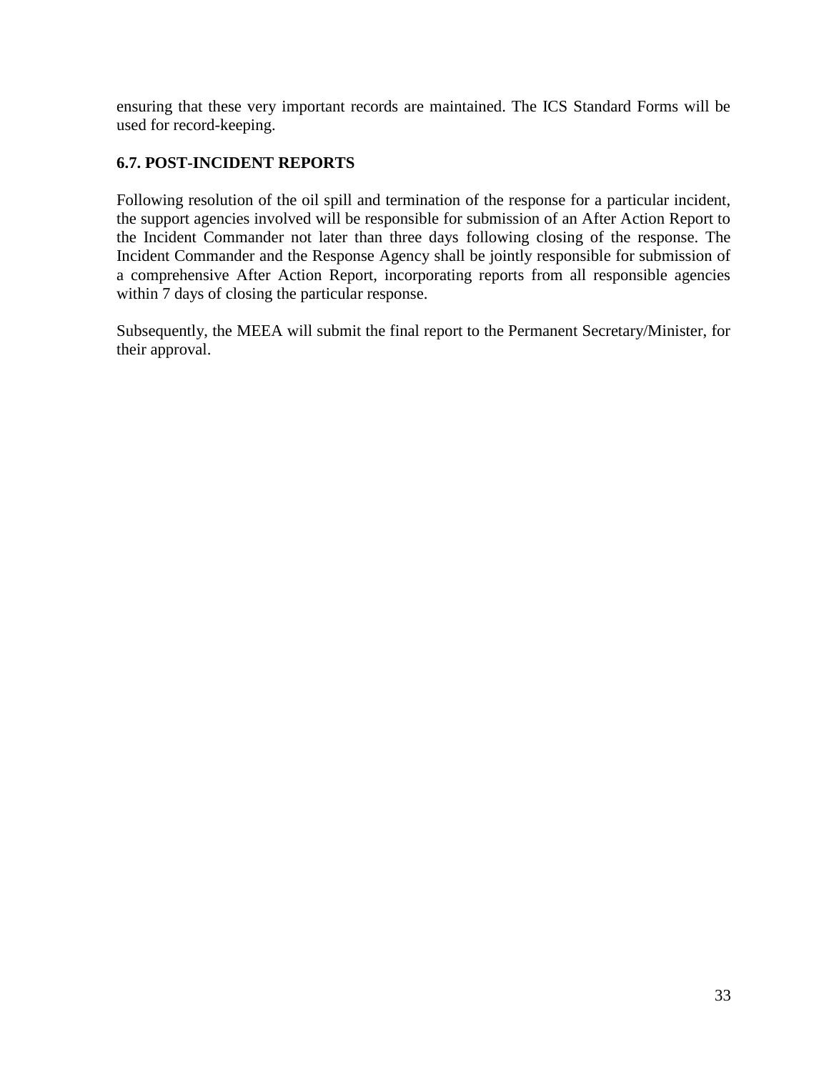ensuring that these very important records are maintained. The ICS Standard Forms will be used for record-keeping.

### 6.7. POST-INCIDENT REPORTS

Following resolution of the oil spill and termination of the response for a particular incident, the support agencies involved will be responsible for submission of an After Action Report to the Incident Commander not later than three days following closing of the response. The Incident Commander and the Response Agency shall be jointly responsible for submission of a comprehensive After Action Report, incorporating reports from all responsible agencies within 7 days of closing the particular response.

Subsequently, the MEEA will submit the final report to the Permanent Secretary/Minister, for their approval.